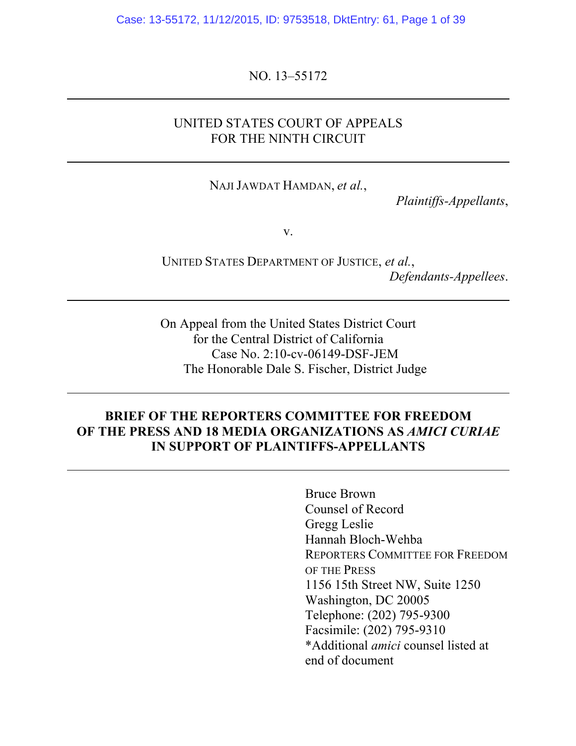NO. 13–55172

---

UNITED STATES COURT OF APPEALS
FOR THE NINTH CIRCUIT

---

NAJI JAWDAT HAMDAN, *et al.*,

*Plaintiffs-Appellants*,

v.

UNITED STATES DEPARTMENT OF JUSTICE, *et al.*,

*Defendants-Appellees*.

---

On Appeal from the United States District Court
for the Central District of California
Case No. 2:10-cv-06149-DSF-JEM
The Honorable Dale S. Fischer, District Judge

---

**BRIEF OF THE REPORTERS COMMITTEE FOR FREEDOM OF THE PRESS AND 18 MEDIA ORGANIZATIONS AS *AMICI CURIAE* IN SUPPORT OF PLAINTIFFS-APPELLANTS**

---

Bruce Brown
Counsel of Record
Gregg Leslie
Hannah Bloch-Wehba
REPORTERS COMMITTEE FOR FREEDOM OF THE PRESS
1156 15th Street NW, Suite 1250
Washington, DC 20005
Telephone: (202) 795-9300
Facsimile: (202) 795-9310
*Additional *amici* counsel listed at end of document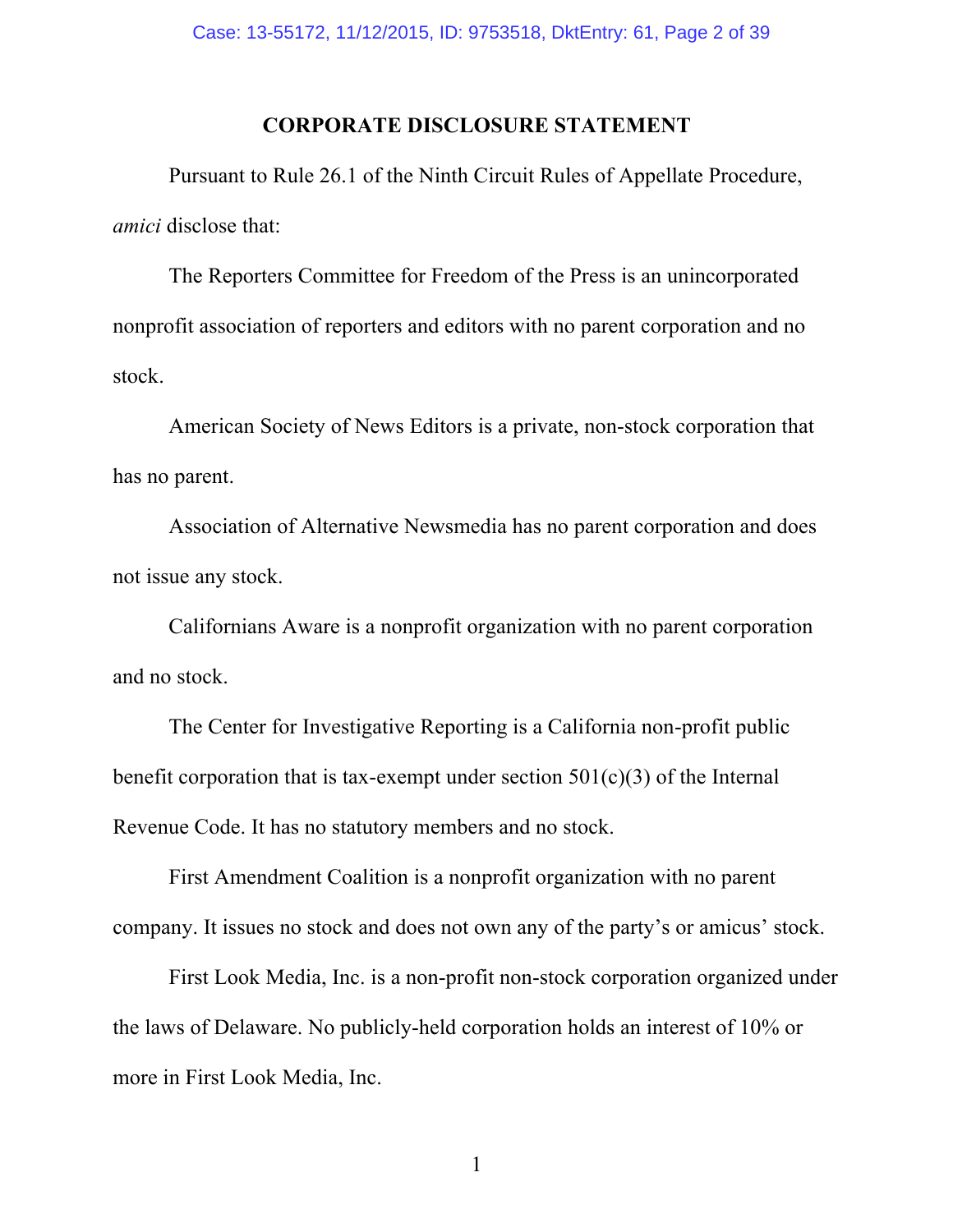## CORPORATE DISCLOSURE STATEMENT

Pursuant to Rule 26.1 of the Ninth Circuit Rules of Appellate Procedure, *amici* disclose that:

The Reporters Committee for Freedom of the Press is an unincorporated nonprofit association of reporters and editors with no parent corporation and no stock.

American Society of News Editors is a private, non-stock corporation that has no parent.

Association of Alternative Newsmedia has no parent corporation and does not issue any stock.

Californians Aware is a nonprofit organization with no parent corporation and no stock.

The Center for Investigative Reporting is a California non-profit public benefit corporation that is tax-exempt under section 501(c)(3) of the Internal Revenue Code. It has no statutory members and no stock.

First Amendment Coalition is a nonprofit organization with no parent company. It issues no stock and does not own any of the party's or amicus' stock.

First Look Media, Inc. is a non-profit non-stock corporation organized under the laws of Delaware. No publicly-held corporation holds an interest of 10% or more in First Look Media, Inc.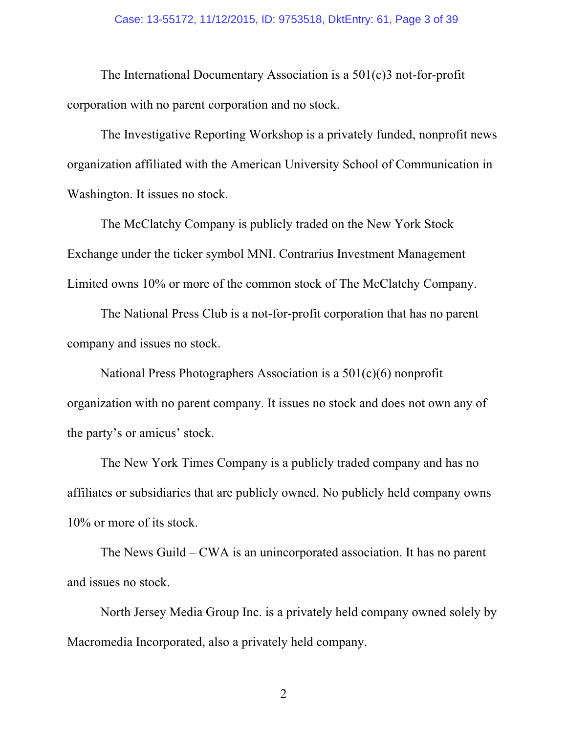The International Documentary Association is a 501(c)3 not-for-profit corporation with no parent corporation and no stock.

The Investigative Reporting Workshop is a privately funded, nonprofit news organization affiliated with the American University School of Communication in Washington. It issues no stock.

The McClatchy Company is publicly traded on the New York Stock Exchange under the ticker symbol MNI. Contrarius Investment Management Limited owns 10% or more of the common stock of The McClatchy Company.

The National Press Club is a not-for-profit corporation that has no parent company and issues no stock.

National Press Photographers Association is a 501(c)(6) nonprofit organization with no parent company. It issues no stock and does not own any of the party's or amicus' stock.

The New York Times Company is a publicly traded company and has no affiliates or subsidiaries that are publicly owned. No publicly held company owns 10% or more of its stock.

The News Guild – CWA is an unincorporated association. It has no parent and issues no stock.

North Jersey Media Group Inc. is a privately held company owned solely by Macromedia Incorporated, also a privately held company.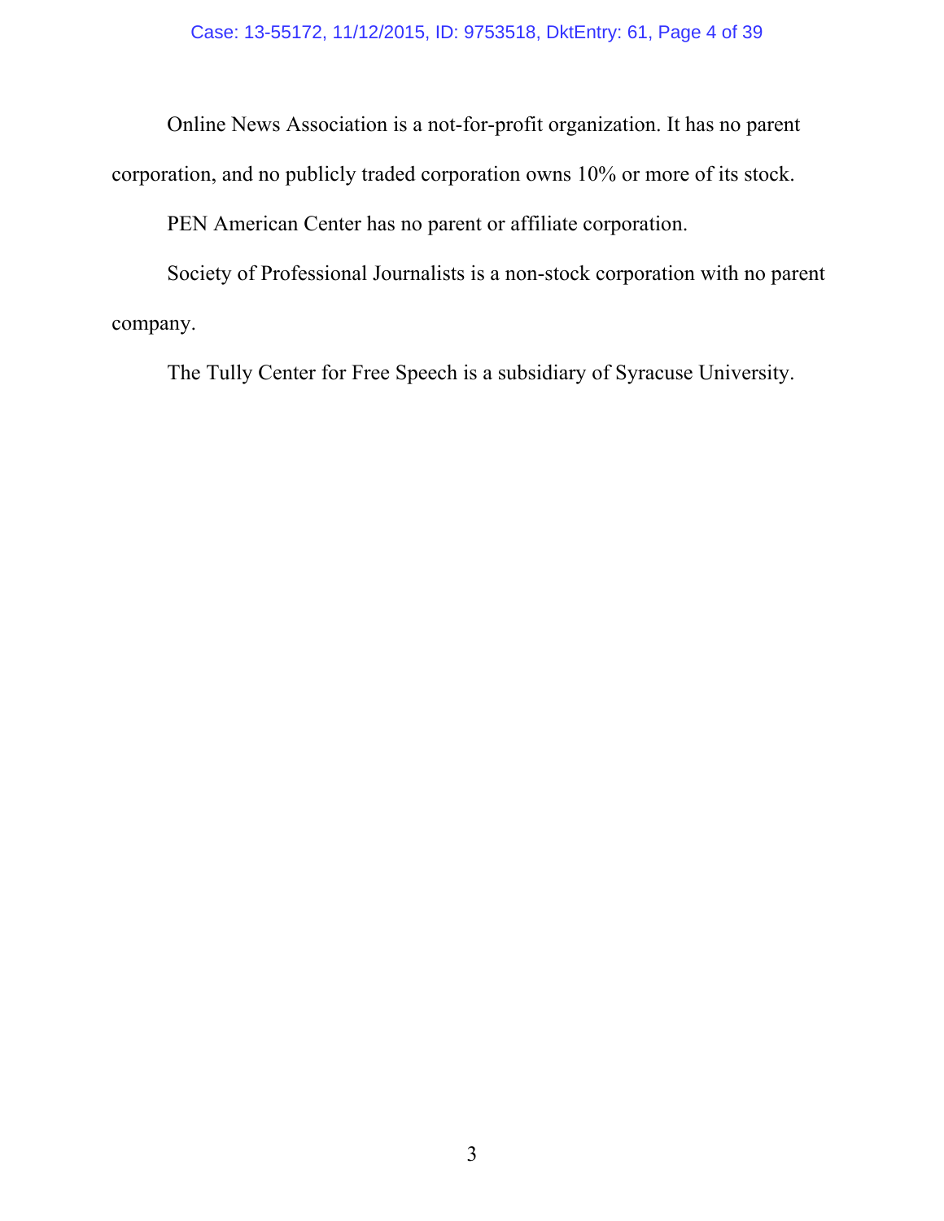Online News Association is a not-for-profit organization. It has no parent corporation, and no publicly traded corporation owns 10% or more of its stock.

PEN American Center has no parent or affiliate corporation.

Society of Professional Journalists is a non-stock corporation with no parent company.

The Tully Center for Free Speech is a subsidiary of Syracuse University.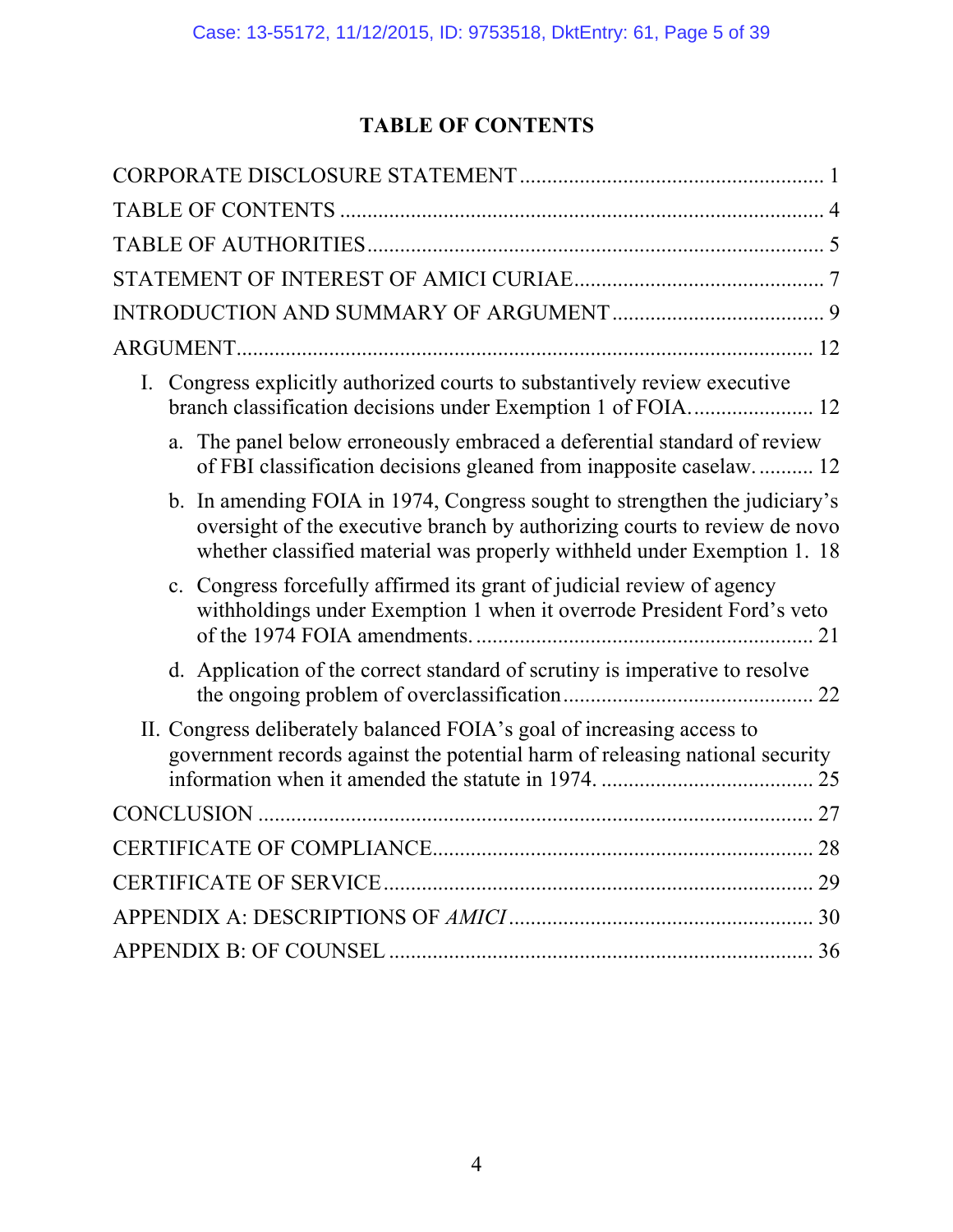## TABLE OF CONTENTS

CORPORATE DISCLOSURE STATEMENT ........................................................ 1

TABLE OF CONTENTS ........................................................................................ 4

TABLE OF AUTHORITIES .................................................................................. 5

STATEMENT OF INTEREST OF AMICI CURIAE ............................................. 7

INTRODUCTION AND SUMMARY OF ARGUMENT ...................................... 9

ARGUMENT ......................................................................................................... 12

- I. Congress explicitly authorized courts to substantively review executive branch classification decisions under Exemption 1 of FOIA. ...................... 12
  - a. The panel below erroneously embraced a deferential standard of review of FBI classification decisions gleaned from inapposite caselaw. .......... 12
  - b. In amending FOIA in 1974, Congress sought to strengthen the judiciary's oversight of the executive branch by authorizing courts to review de novo whether classified material was properly withheld under Exemption 1. 18
  - c. Congress forcefully affirmed its grant of judicial review of agency withholdings under Exemption 1 when it overrode President Ford's veto of the 1974 FOIA amendments. ............................................................ 21
  - d. Application of the correct standard of scrutiny is imperative to resolve the ongoing problem of overclassification ............................................. 22
- II. Congress deliberately balanced FOIA's goal of increasing access to government records against the potential harm of releasing national security information when it amended the statute in 1974. ....................................... 25

CONCLUSION ..................................................................................................... 27

CERTIFICATE OF COMPLIANCE ..................................................................... 28

CERTIFICATE OF SERVICE .............................................................................. 29

APPENDIX A: DESCRIPTIONS OF *AMICI* ....................................................... 30

APPENDIX B: OF COUNSEL ............................................................................. 36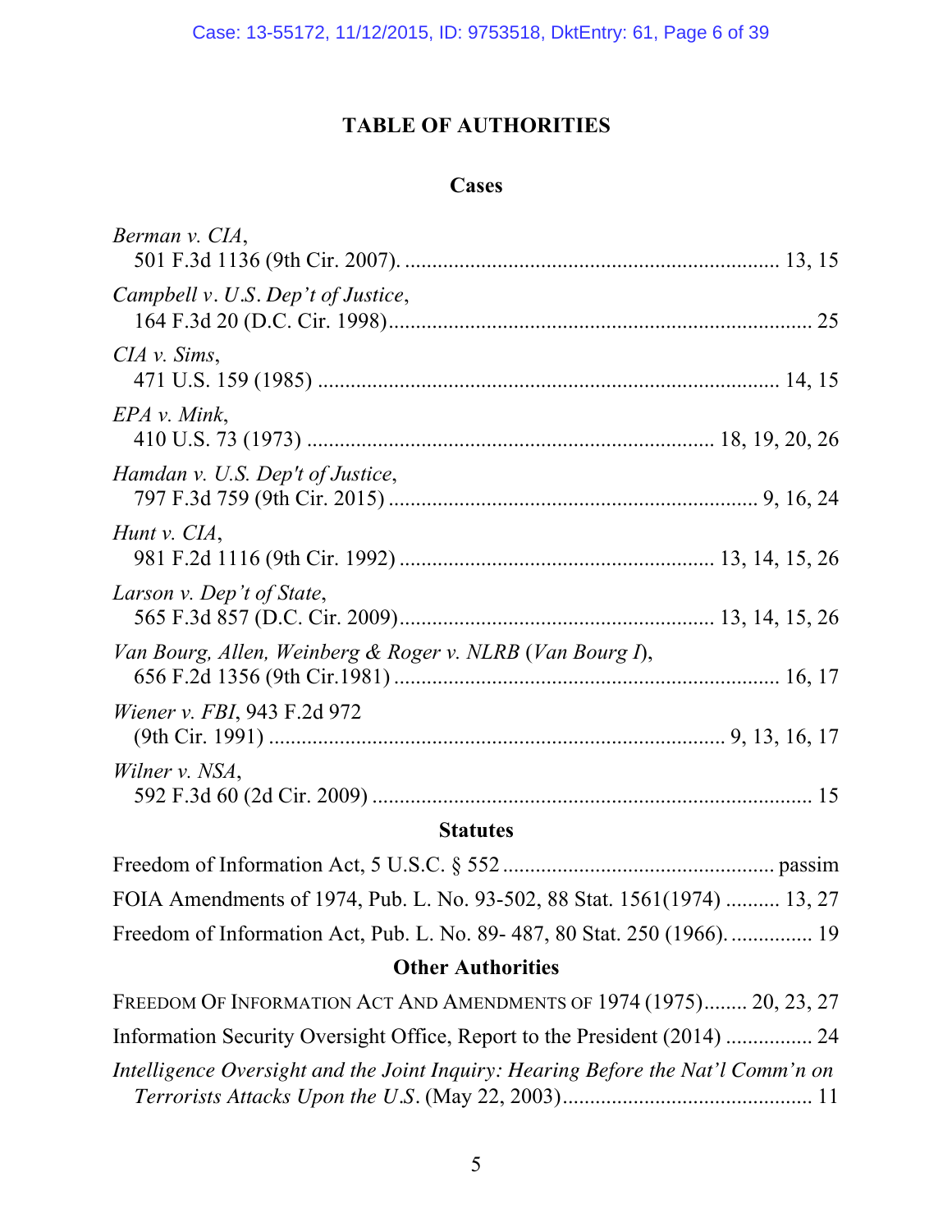# TABLE OF AUTHORITIES

## Cases

*Berman v. CIA*,
501 F.3d 1136 (9th Cir. 2007). .................................................................... 13, 15

*Campbell v. U.S. Dep't of Justice*,
164 F.3d 20 (D.C. Cir. 1998)............................................................................. 25

*CIA v. Sims*,
471 U.S. 159 (1985) .................................................................................... 14, 15

*EPA v. Mink*,
410 U.S. 73 (1973) .......................................................................... 18, 19, 20, 26

*Hamdan v. U.S. Dep't of Justice*,
797 F.3d 759 (9th Cir. 2015) ................................................................... 9, 16, 24

*Hunt v. CIA*,
981 F.2d 1116 (9th Cir. 1992) .......................................................... 13, 14, 15, 26

*Larson v. Dep't of State*,
565 F.3d 857 (D.C. Cir. 2009)......................................................... 13, 14, 15, 26

*Van Bourg, Allen, Weinberg & Roger v. NLRB* (*Van Bourg I*),
656 F.2d 1356 (9th Cir.1981) ..................................................................... 16, 17

*Wiener v. FBI*, 943 F.2d 972
(9th Cir. 1991) ................................................................................... 9, 13, 16, 17

*Wilner v. NSA*,
592 F.3d 60 (2d Cir. 2009) ................................................................................ 15

## Statutes

Freedom of Information Act, 5 U.S.C. § 552 ................................................. passim

FOIA Amendments of 1974, Pub. L. No. 93-502, 88 Stat. 1561(1974) .......... 13, 27

Freedom of Information Act, Pub. L. No. 89- 487, 80 Stat. 250 (1966). ............... 19

## Other Authorities

FREEDOM OF INFORMATION ACT AND AMENDMENTS OF 1974 (1975)........ 20, 23, 27

Information Security Oversight Office, Report to the President (2014) ................ 24

*Intelligence Oversight and the Joint Inquiry: Hearing Before the Nat'l Comm'n on Terrorists Attacks Upon the U.S*. (May 22, 2003).............................................. 11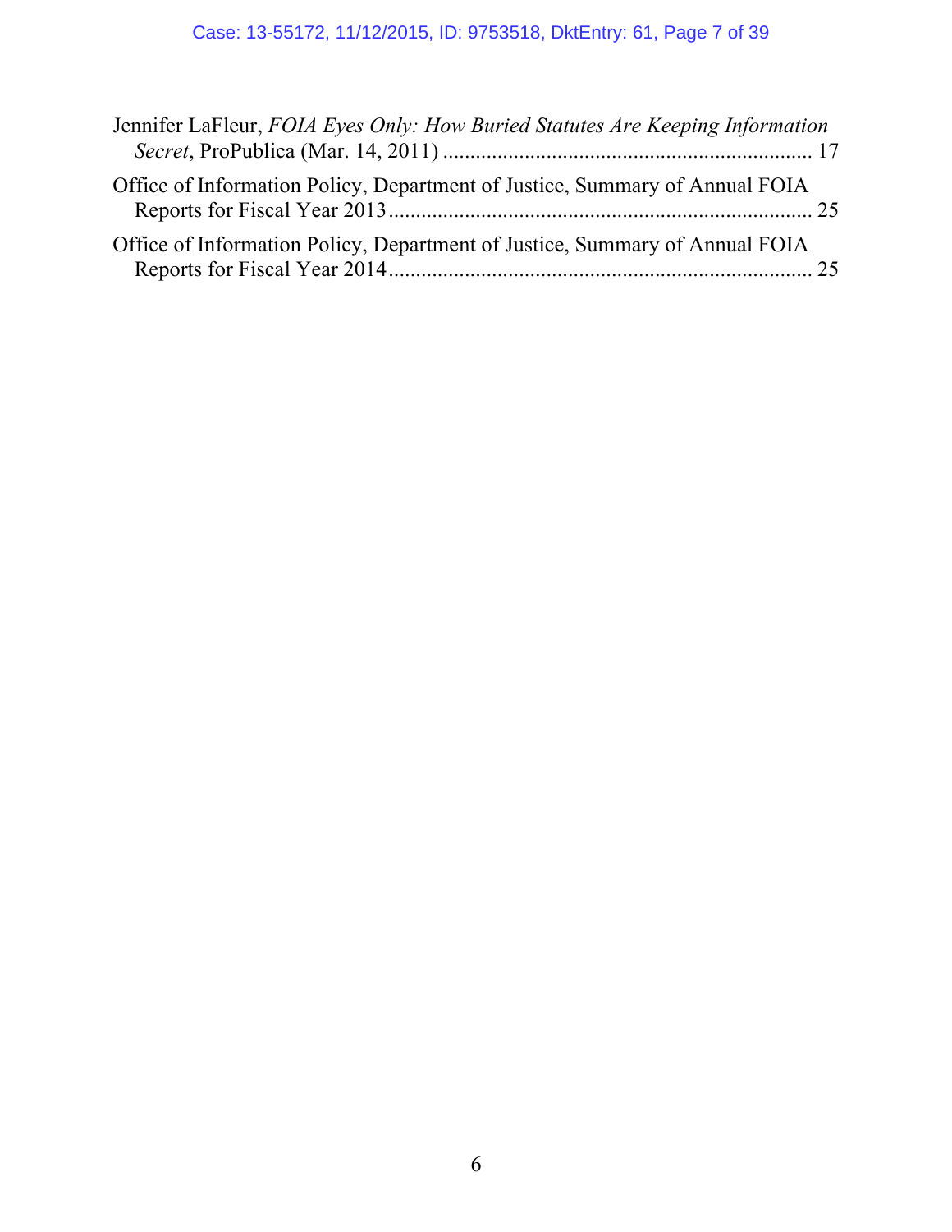Jennifer LaFleur, *FOIA Eyes Only: How Buried Statutes Are Keeping Information Secret*, ProPublica (Mar. 14, 2011) .................................................................... 17

Office of Information Policy, Department of Justice, Summary of Annual FOIA Reports for Fiscal Year 2013............................................................................ 25

Office of Information Policy, Department of Justice, Summary of Annual FOIA Reports for Fiscal Year 2014............................................................................ 25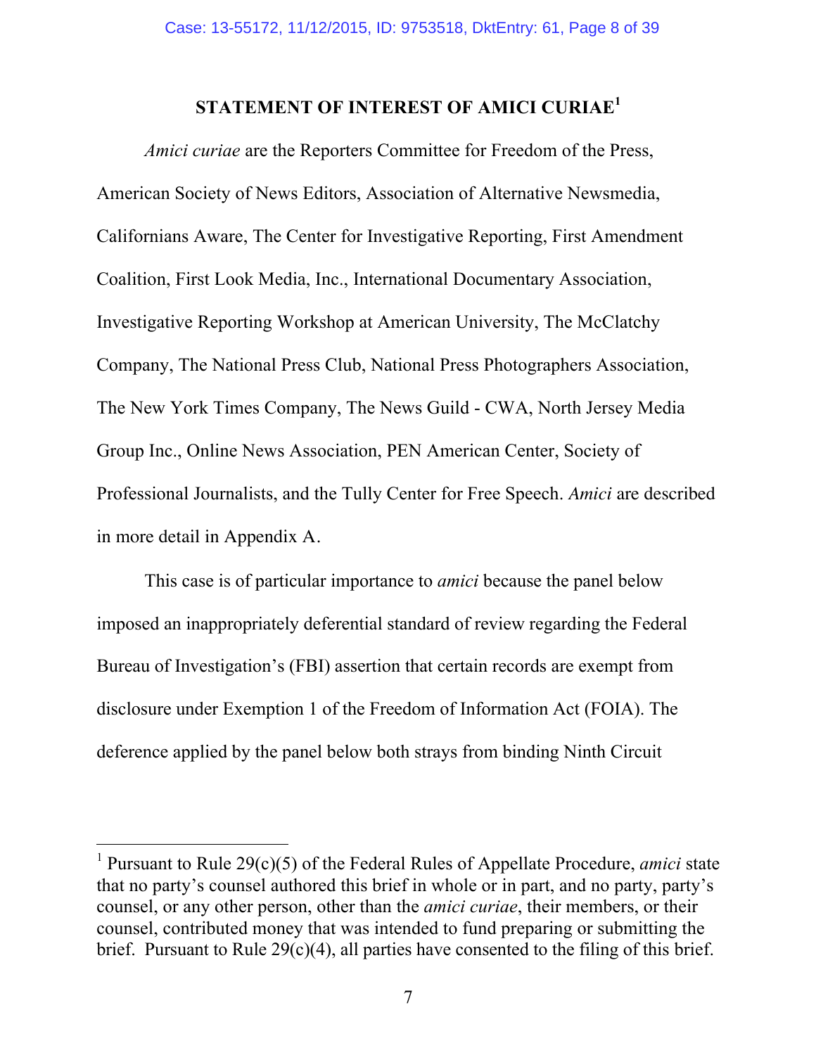## STATEMENT OF INTEREST OF AMICI CURIAE[1]

*Amici curiae* are the Reporters Committee for Freedom of the Press, American Society of News Editors, Association of Alternative Newsmedia, Californians Aware, The Center for Investigative Reporting, First Amendment Coalition, First Look Media, Inc., International Documentary Association, Investigative Reporting Workshop at American University, The McClatchy Company, The National Press Club, National Press Photographers Association, The New York Times Company, The News Guild - CWA, North Jersey Media Group Inc., Online News Association, PEN American Center, Society of Professional Journalists, and the Tully Center for Free Speech. *Amici* are described in more detail in Appendix A.

This case is of particular importance to *amici* because the panel below imposed an inappropriately deferential standard of review regarding the Federal Bureau of Investigation's (FBI) assertion that certain records are exempt from disclosure under Exemption 1 of the Freedom of Information Act (FOIA). The deference applied by the panel below both strays from binding Ninth Circuit

[1] Pursuant to Rule 29(c)(5) of the Federal Rules of Appellate Procedure, *amici* state that no party's counsel authored this brief in whole or in part, and no party, party's counsel, or any other person, other than the *amici curiae*, their members, or their counsel, contributed money that was intended to fund preparing or submitting the brief. Pursuant to Rule 29(c)(4), all parties have consented to the filing of this brief.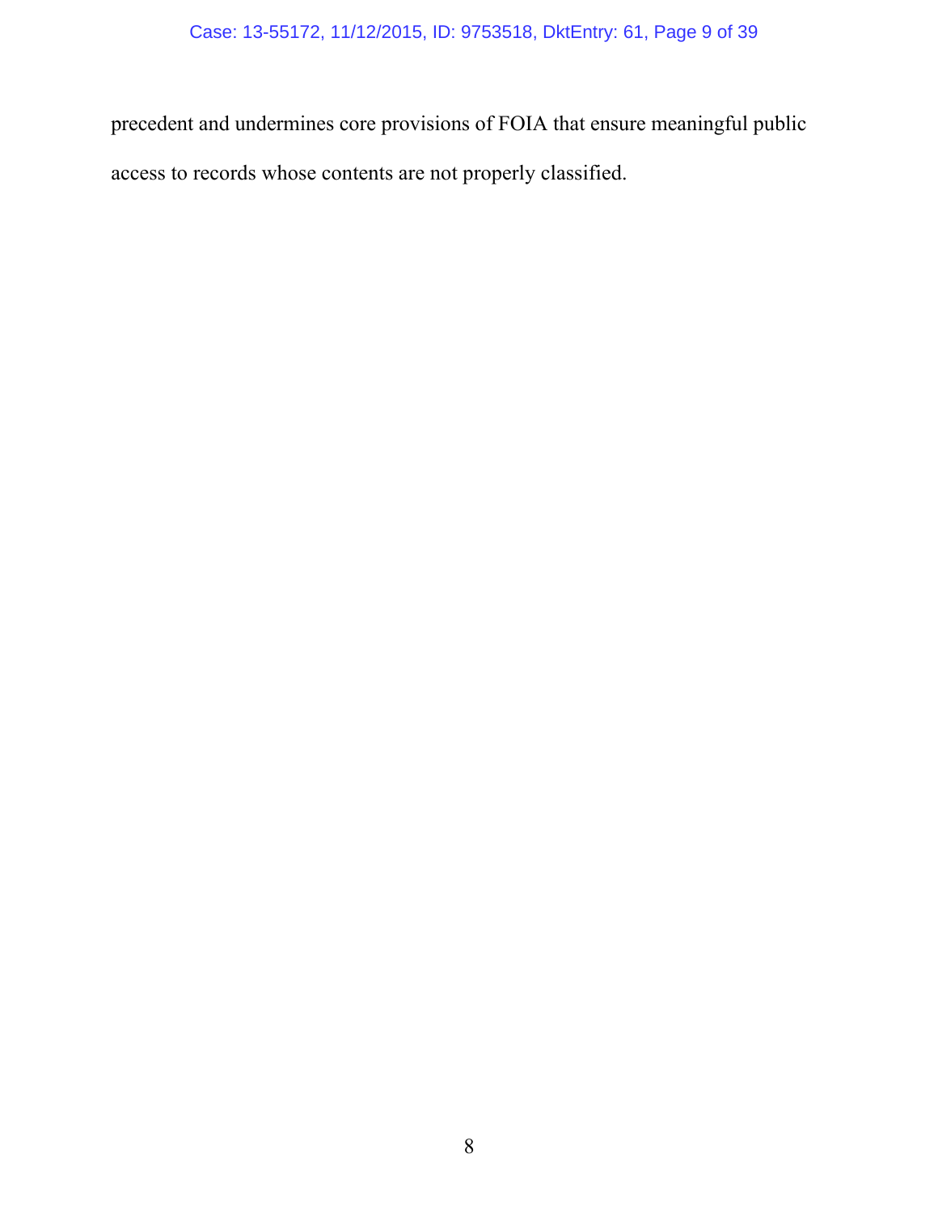precedent and undermines core provisions of FOIA that ensure meaningful public access to records whose contents are not properly classified.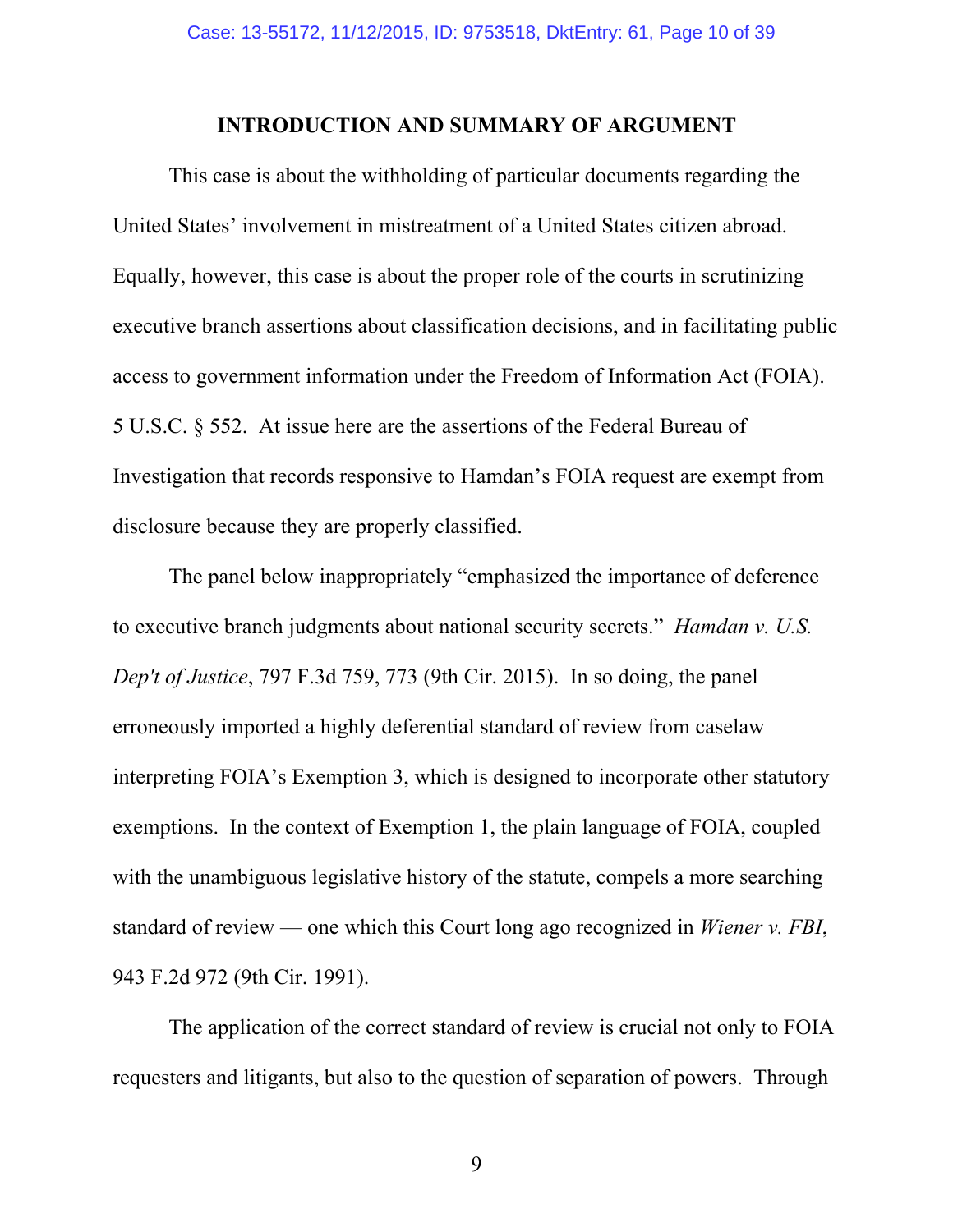## INTRODUCTION AND SUMMARY OF ARGUMENT

This case is about the withholding of particular documents regarding the United States' involvement in mistreatment of a United States citizen abroad. Equally, however, this case is about the proper role of the courts in scrutinizing executive branch assertions about classification decisions, and in facilitating public access to government information under the Freedom of Information Act (FOIA). 5 U.S.C. § 552. At issue here are the assertions of the Federal Bureau of Investigation that records responsive to Hamdan's FOIA request are exempt from disclosure because they are properly classified.

The panel below inappropriately "emphasized the importance of deference to executive branch judgments about national security secrets." *Hamdan v. U.S. Dep't of Justice*, 797 F.3d 759, 773 (9th Cir. 2015). In so doing, the panel erroneously imported a highly deferential standard of review from caselaw interpreting FOIA's Exemption 3, which is designed to incorporate other statutory exemptions. In the context of Exemption 1, the plain language of FOIA, coupled with the unambiguous legislative history of the statute, compels a more searching standard of review — one which this Court long ago recognized in *Wiener v. FBI*, 943 F.2d 972 (9th Cir. 1991).

The application of the correct standard of review is crucial not only to FOIA requesters and litigants, but also to the question of separation of powers. Through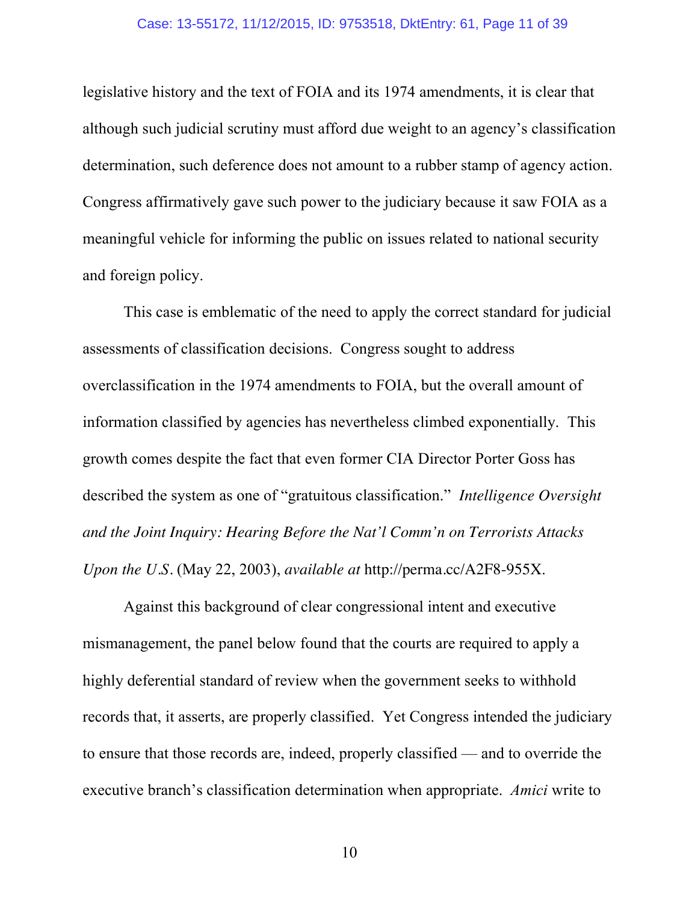legislative history and the text of FOIA and its 1974 amendments, it is clear that although such judicial scrutiny must afford due weight to an agency's classification determination, such deference does not amount to a rubber stamp of agency action. Congress affirmatively gave such power to the judiciary because it saw FOIA as a meaningful vehicle for informing the public on issues related to national security and foreign policy.

This case is emblematic of the need to apply the correct standard for judicial assessments of classification decisions. Congress sought to address overclassification in the 1974 amendments to FOIA, but the overall amount of information classified by agencies has nevertheless climbed exponentially. This growth comes despite the fact that even former CIA Director Porter Goss has described the system as one of "gratuitous classification." *Intelligence Oversight and the Joint Inquiry: Hearing Before the Nat'l Comm'n on Terrorists Attacks Upon the U.S*. (May 22, 2003), *available at* http://perma.cc/A2F8-955X.

Against this background of clear congressional intent and executive mismanagement, the panel below found that the courts are required to apply a highly deferential standard of review when the government seeks to withhold records that, it asserts, are properly classified. Yet Congress intended the judiciary to ensure that those records are, indeed, properly classified — and to override the executive branch's classification determination when appropriate. *Amici* write to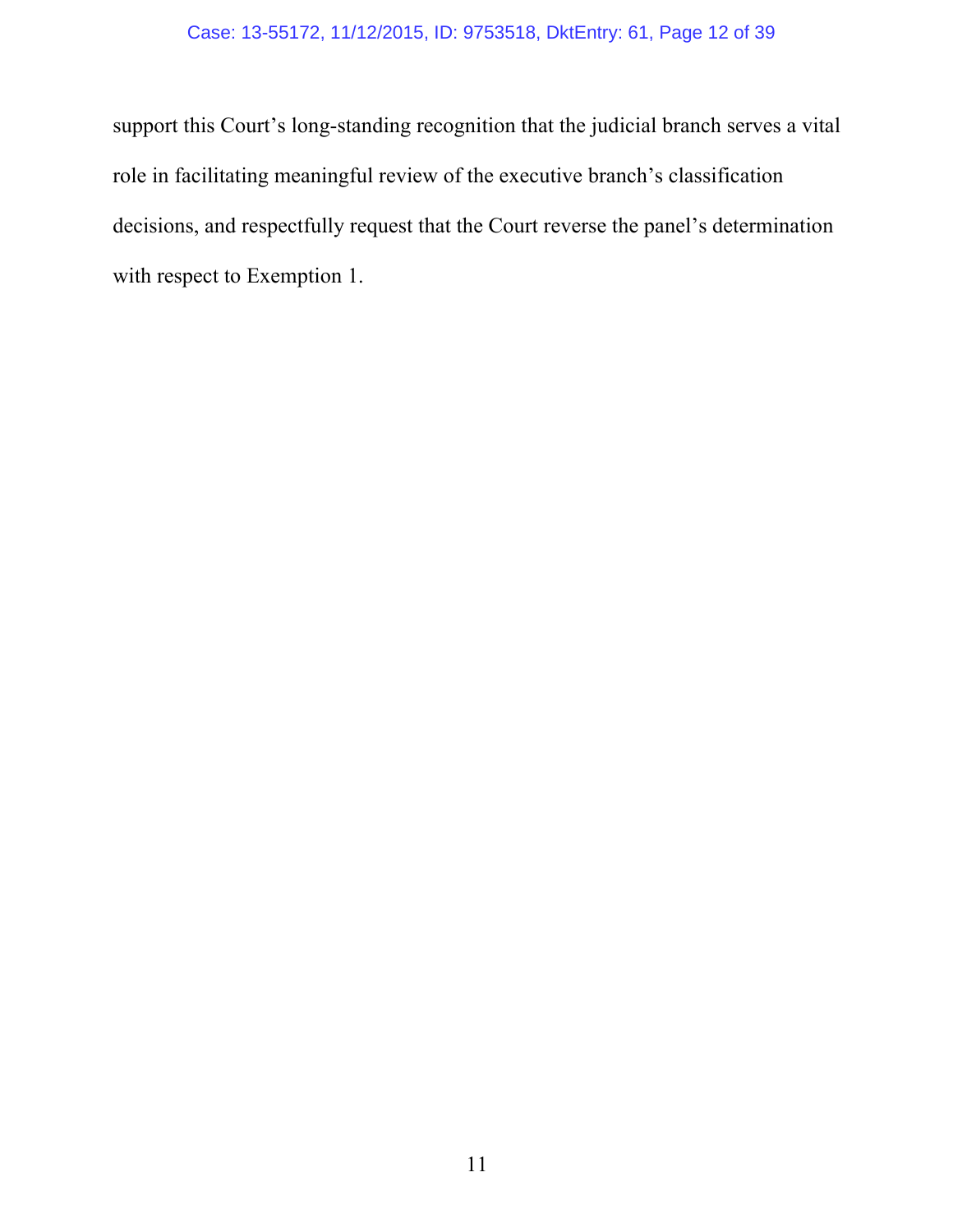support this Court's long-standing recognition that the judicial branch serves a vital role in facilitating meaningful review of the executive branch's classification decisions, and respectfully request that the Court reverse the panel's determination with respect to Exemption 1.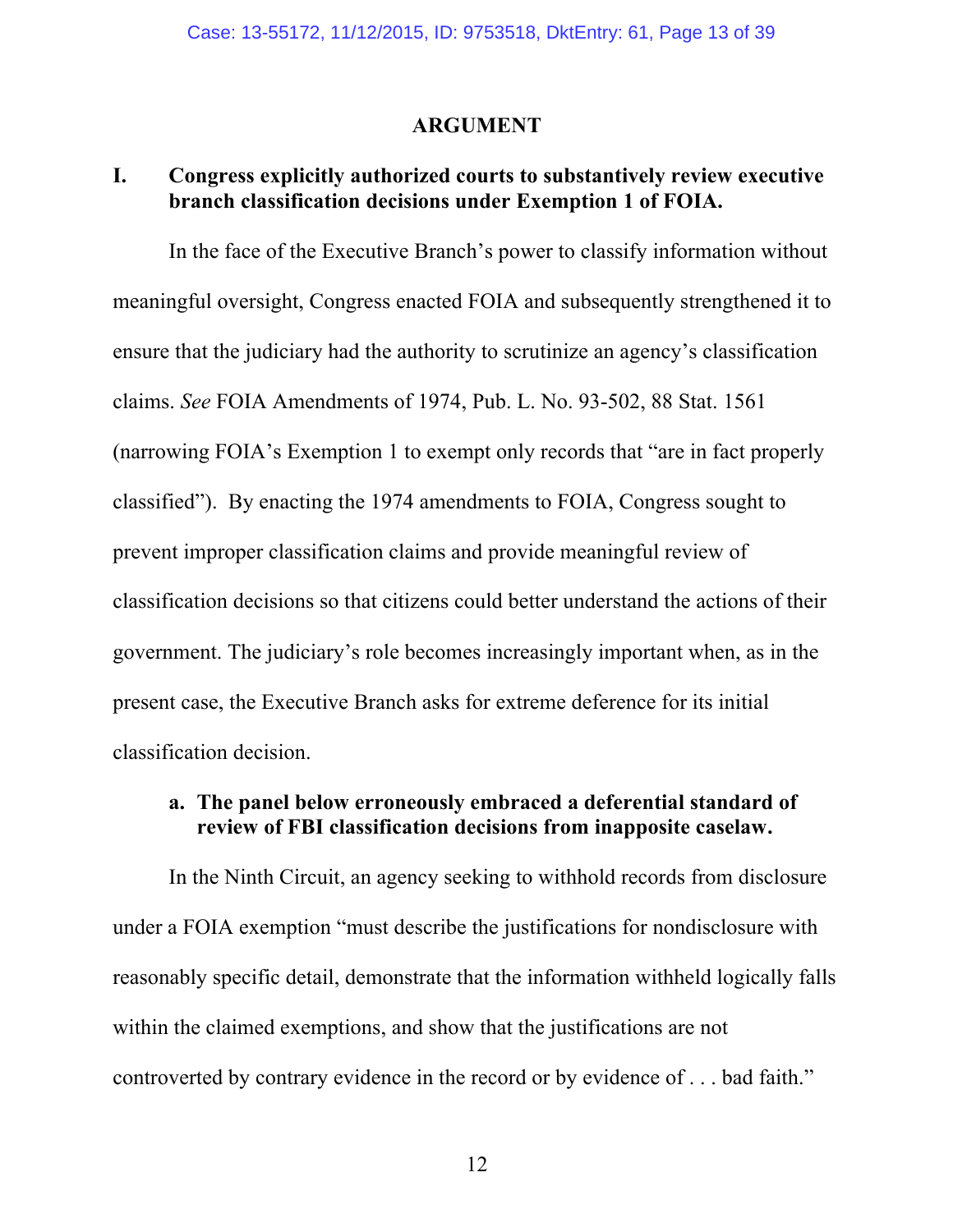## ARGUMENT

### I. Congress explicitly authorized courts to substantively review executive branch classification decisions under Exemption 1 of FOIA.

In the face of the Executive Branch's power to classify information without meaningful oversight, Congress enacted FOIA and subsequently strengthened it to ensure that the judiciary had the authority to scrutinize an agency's classification claims. *See* FOIA Amendments of 1974, Pub. L. No. 93-502, 88 Stat. 1561 (narrowing FOIA's Exemption 1 to exempt only records that "are in fact properly classified"). By enacting the 1974 amendments to FOIA, Congress sought to prevent improper classification claims and provide meaningful review of classification decisions so that citizens could better understand the actions of their government. The judiciary's role becomes increasingly important when, as in the present case, the Executive Branch asks for extreme deference for its initial classification decision.

#### a. The panel below erroneously embraced a deferential standard of review of FBI classification decisions from inapposite caselaw.

In the Ninth Circuit, an agency seeking to withhold records from disclosure under a FOIA exemption "must describe the justifications for nondisclosure with reasonably specific detail, demonstrate that the information withheld logically falls within the claimed exemptions, and show that the justifications are not controverted by contrary evidence in the record or by evidence of . . . bad faith."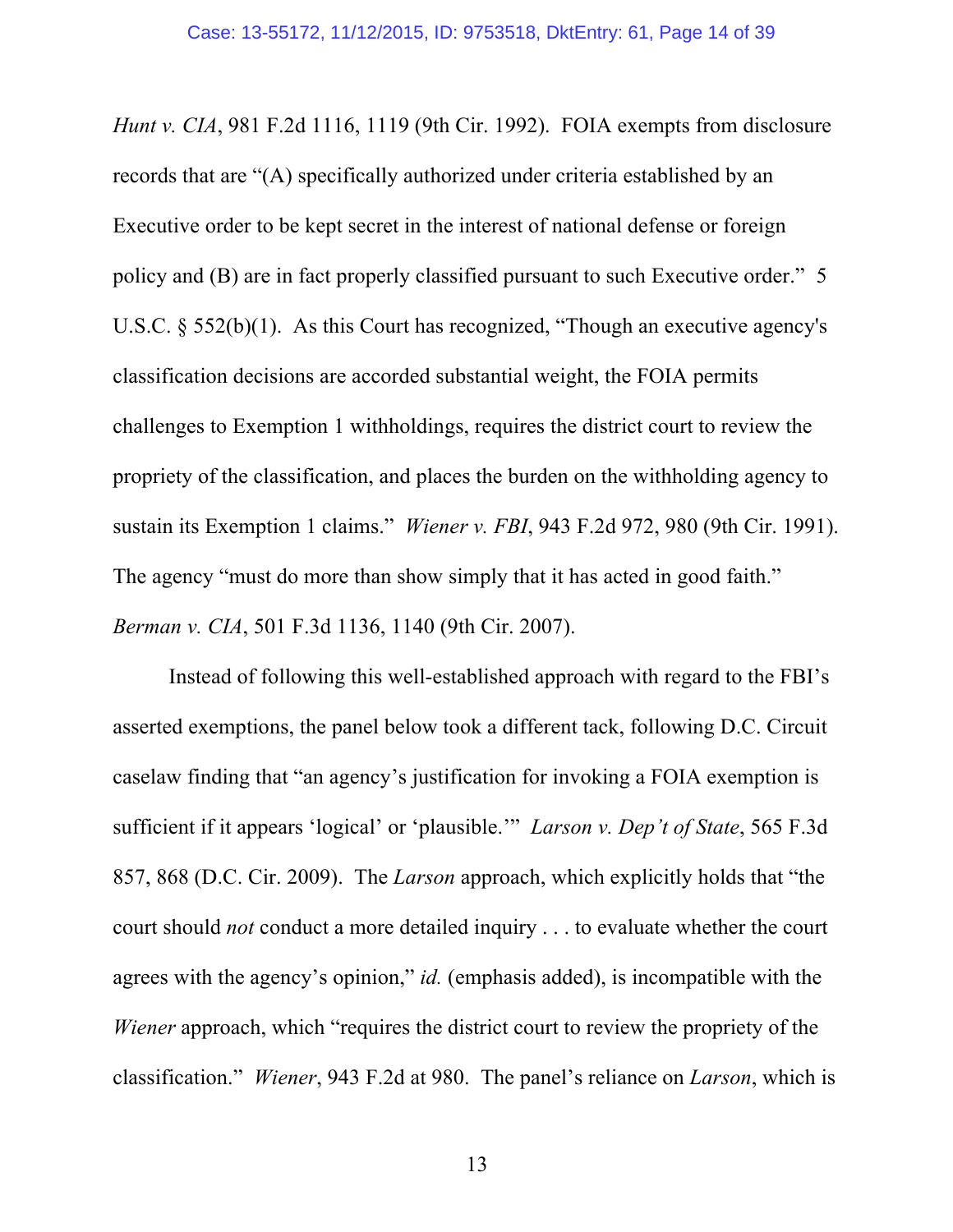*Hunt v. CIA*, 981 F.2d 1116, 1119 (9th Cir. 1992). FOIA exempts from disclosure records that are "(A) specifically authorized under criteria established by an Executive order to be kept secret in the interest of national defense or foreign policy and (B) are in fact properly classified pursuant to such Executive order." 5 U.S.C. § 552(b)(1). As this Court has recognized, "Though an executive agency's classification decisions are accorded substantial weight, the FOIA permits challenges to Exemption 1 withholdings, requires the district court to review the propriety of the classification, and places the burden on the withholding agency to sustain its Exemption 1 claims." *Wiener v. FBI*, 943 F.2d 972, 980 (9th Cir. 1991). The agency "must do more than show simply that it has acted in good faith." *Berman v. CIA*, 501 F.3d 1136, 1140 (9th Cir. 2007).

Instead of following this well-established approach with regard to the FBI's asserted exemptions, the panel below took a different tack, following D.C. Circuit caselaw finding that "an agency's justification for invoking a FOIA exemption is sufficient if it appears 'logical' or 'plausible.'" *Larson v. Dep't of State*, 565 F.3d 857, 868 (D.C. Cir. 2009). The *Larson* approach, which explicitly holds that "the court should *not* conduct a more detailed inquiry . . . to evaluate whether the court agrees with the agency's opinion," *id.* (emphasis added), is incompatible with the *Wiener* approach, which "requires the district court to review the propriety of the classification." *Wiener*, 943 F.2d at 980. The panel's reliance on *Larson*, which is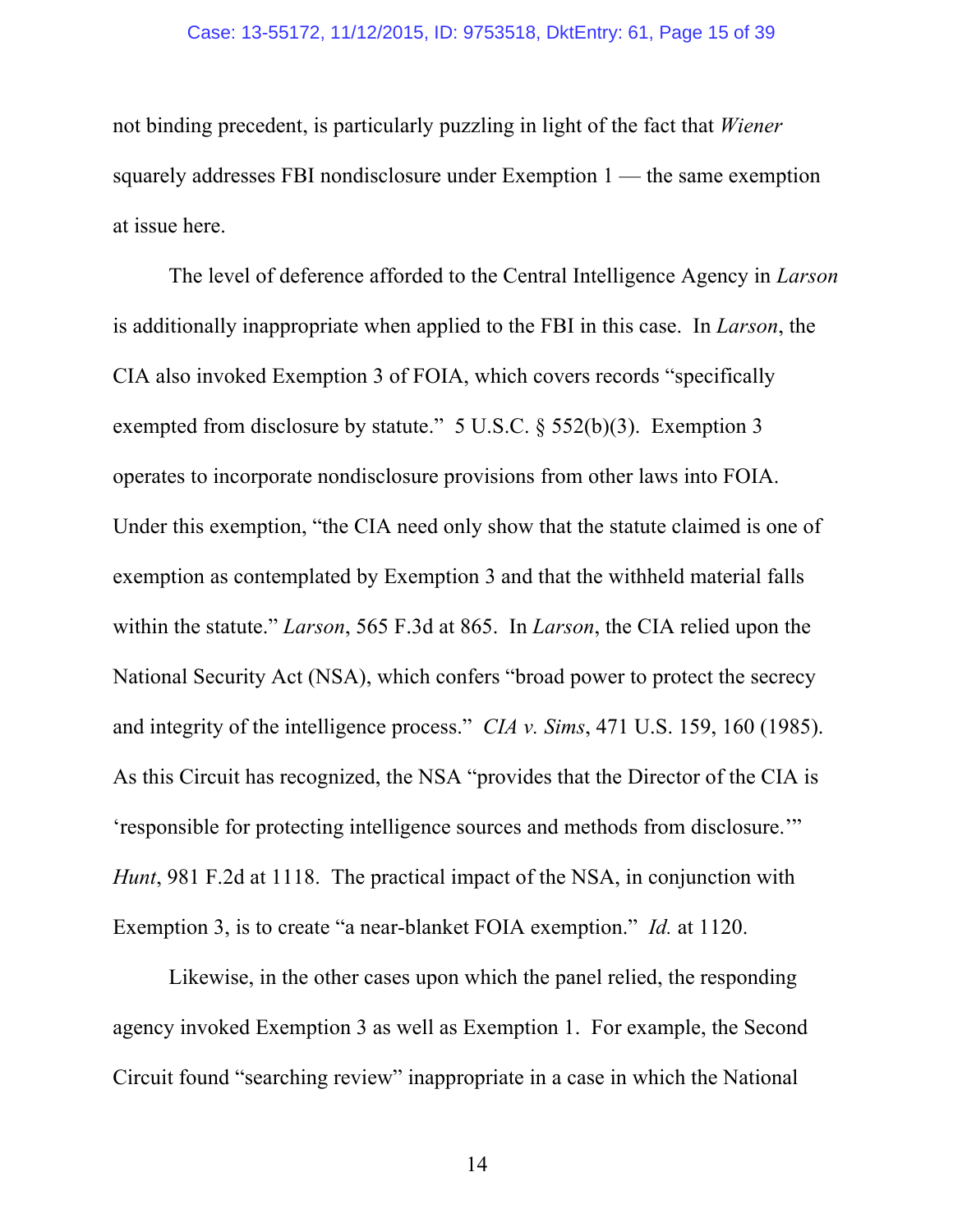not binding precedent, is particularly puzzling in light of the fact that *Wiener* squarely addresses FBI nondisclosure under Exemption 1 — the same exemption at issue here.

The level of deference afforded to the Central Intelligence Agency in *Larson* is additionally inappropriate when applied to the FBI in this case. In *Larson*, the CIA also invoked Exemption 3 of FOIA, which covers records "specifically exempted from disclosure by statute." 5 U.S.C. § 552(b)(3). Exemption 3 operates to incorporate nondisclosure provisions from other laws into FOIA. Under this exemption, "the CIA need only show that the statute claimed is one of exemption as contemplated by Exemption 3 and that the withheld material falls within the statute." *Larson*, 565 F.3d at 865. In *Larson*, the CIA relied upon the National Security Act (NSA), which confers "broad power to protect the secrecy and integrity of the intelligence process." *CIA v. Sims*, 471 U.S. 159, 160 (1985). As this Circuit has recognized, the NSA "provides that the Director of the CIA is 'responsible for protecting intelligence sources and methods from disclosure.'" *Hunt*, 981 F.2d at 1118. The practical impact of the NSA, in conjunction with Exemption 3, is to create "a near-blanket FOIA exemption." *Id.* at 1120.

Likewise, in the other cases upon which the panel relied, the responding agency invoked Exemption 3 as well as Exemption 1. For example, the Second Circuit found "searching review" inappropriate in a case in which the National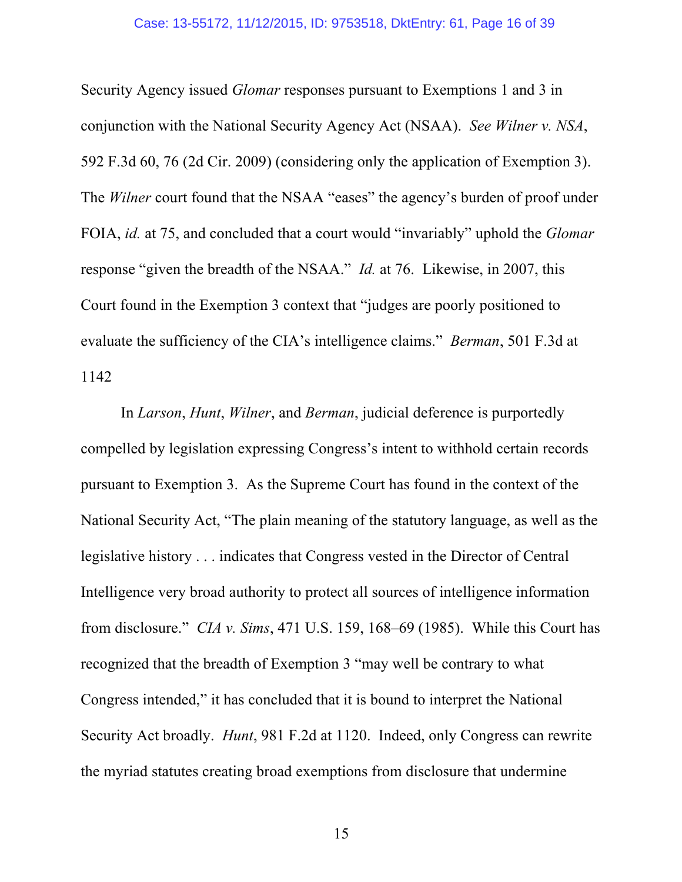Security Agency issued *Glomar* responses pursuant to Exemptions 1 and 3 in conjunction with the National Security Agency Act (NSAA). *See Wilner v. NSA*, 592 F.3d 60, 76 (2d Cir. 2009) (considering only the application of Exemption 3). The *Wilner* court found that the NSAA "eases" the agency's burden of proof under FOIA, *id.* at 75, and concluded that a court would "invariably" uphold the *Glomar* response "given the breadth of the NSAA." *Id.* at 76. Likewise, in 2007, this Court found in the Exemption 3 context that "judges are poorly positioned to evaluate the sufficiency of the CIA's intelligence claims." *Berman*, 501 F.3d at 1142

In *Larson*, *Hunt*, *Wilner*, and *Berman*, judicial deference is purportedly compelled by legislation expressing Congress's intent to withhold certain records pursuant to Exemption 3. As the Supreme Court has found in the context of the National Security Act, "The plain meaning of the statutory language, as well as the legislative history . . . indicates that Congress vested in the Director of Central Intelligence very broad authority to protect all sources of intelligence information from disclosure." *CIA v. Sims*, 471 U.S. 159, 168–69 (1985). While this Court has recognized that the breadth of Exemption 3 "may well be contrary to what Congress intended," it has concluded that it is bound to interpret the National Security Act broadly. *Hunt*, 981 F.2d at 1120. Indeed, only Congress can rewrite the myriad statutes creating broad exemptions from disclosure that undermine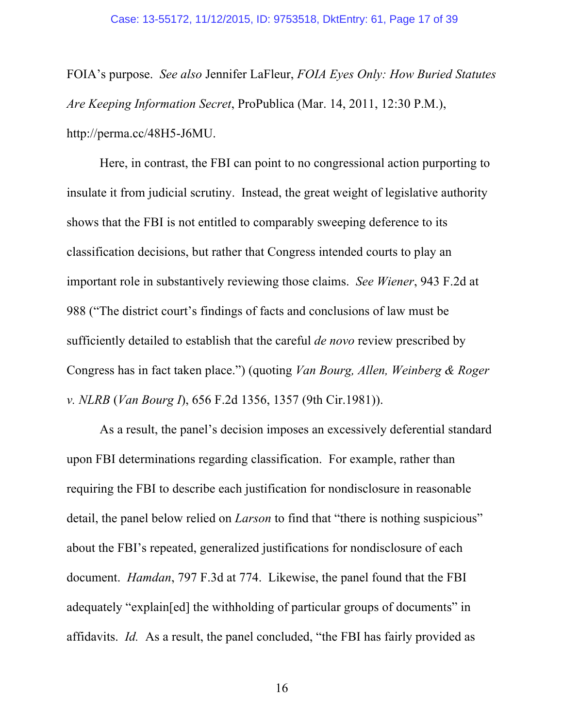FOIA's purpose. *See also* Jennifer LaFleur, *FOIA Eyes Only: How Buried Statutes Are Keeping Information Secret*, ProPublica (Mar. 14, 2011, 12:30 P.M.), http://perma.cc/48H5-J6MU.

Here, in contrast, the FBI can point to no congressional action purporting to insulate it from judicial scrutiny. Instead, the great weight of legislative authority shows that the FBI is not entitled to comparably sweeping deference to its classification decisions, but rather that Congress intended courts to play an important role in substantively reviewing those claims. *See Wiener*, 943 F.2d at 988 ("The district court's findings of facts and conclusions of law must be sufficiently detailed to establish that the careful *de novo* review prescribed by Congress has in fact taken place.") (quoting *Van Bourg, Allen, Weinberg & Roger v. NLRB* (*Van Bourg I*), 656 F.2d 1356, 1357 (9th Cir.1981)).

As a result, the panel's decision imposes an excessively deferential standard upon FBI determinations regarding classification. For example, rather than requiring the FBI to describe each justification for nondisclosure in reasonable detail, the panel below relied on *Larson* to find that "there is nothing suspicious" about the FBI's repeated, generalized justifications for nondisclosure of each document. *Hamdan*, 797 F.3d at 774. Likewise, the panel found that the FBI adequately "explain[ed] the withholding of particular groups of documents" in affidavits. *Id.* As a result, the panel concluded, "the FBI has fairly provided as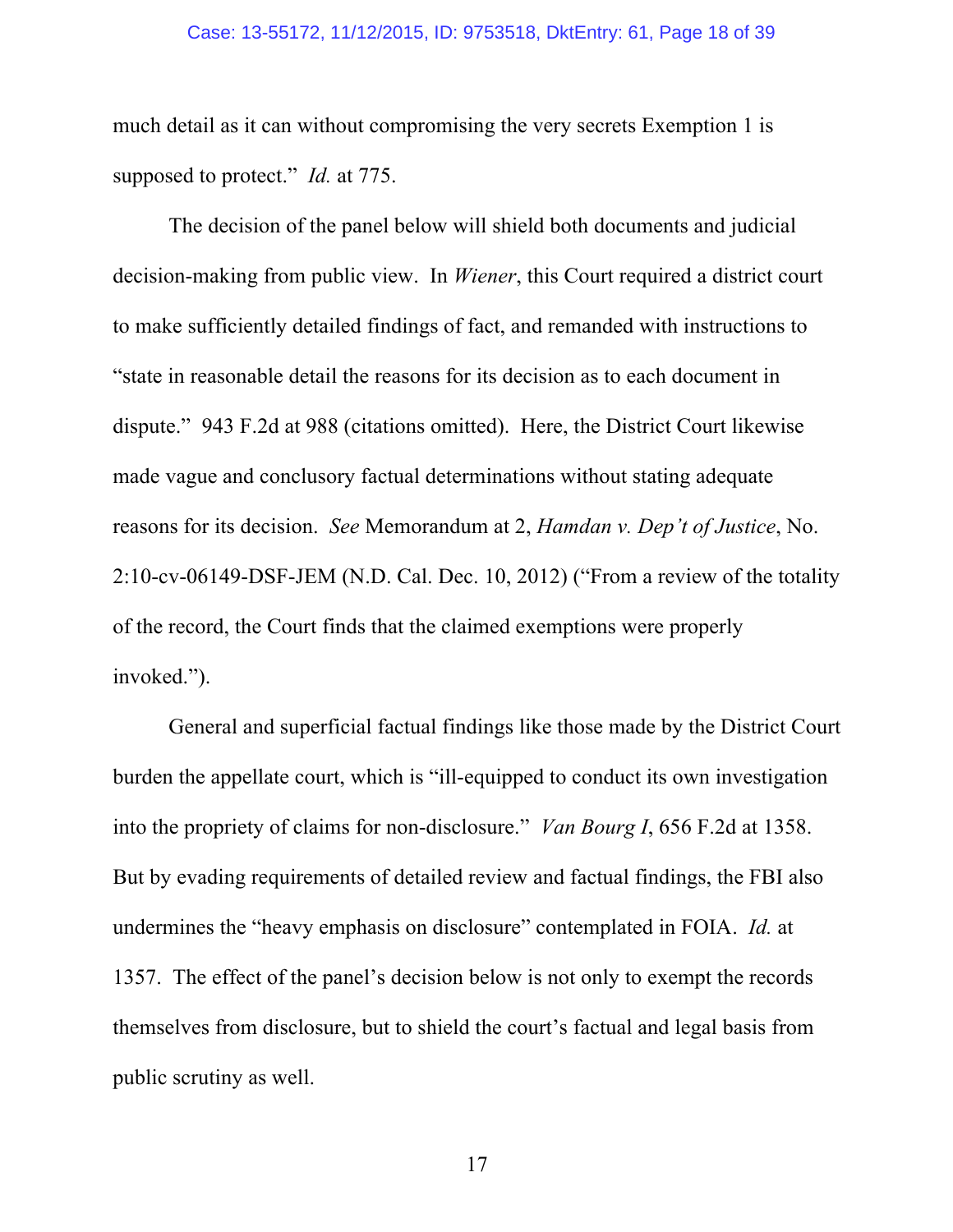much detail as it can without compromising the very secrets Exemption 1 is supposed to protect." *Id.* at 775.

The decision of the panel below will shield both documents and judicial decision-making from public view. In *Wiener*, this Court required a district court to make sufficiently detailed findings of fact, and remanded with instructions to "state in reasonable detail the reasons for its decision as to each document in dispute." 943 F.2d at 988 (citations omitted). Here, the District Court likewise made vague and conclusory factual determinations without stating adequate reasons for its decision. *See* Memorandum at 2, *Hamdan v. Dep't of Justice*, No. 2:10-cv-06149-DSF-JEM (N.D. Cal. Dec. 10, 2012) ("From a review of the totality of the record, the Court finds that the claimed exemptions were properly invoked.").

General and superficial factual findings like those made by the District Court burden the appellate court, which is "ill-equipped to conduct its own investigation into the propriety of claims for non-disclosure." *Van Bourg I*, 656 F.2d at 1358. But by evading requirements of detailed review and factual findings, the FBI also undermines the "heavy emphasis on disclosure" contemplated in FOIA. *Id.* at 1357. The effect of the panel's decision below is not only to exempt the records themselves from disclosure, but to shield the court's factual and legal basis from public scrutiny as well.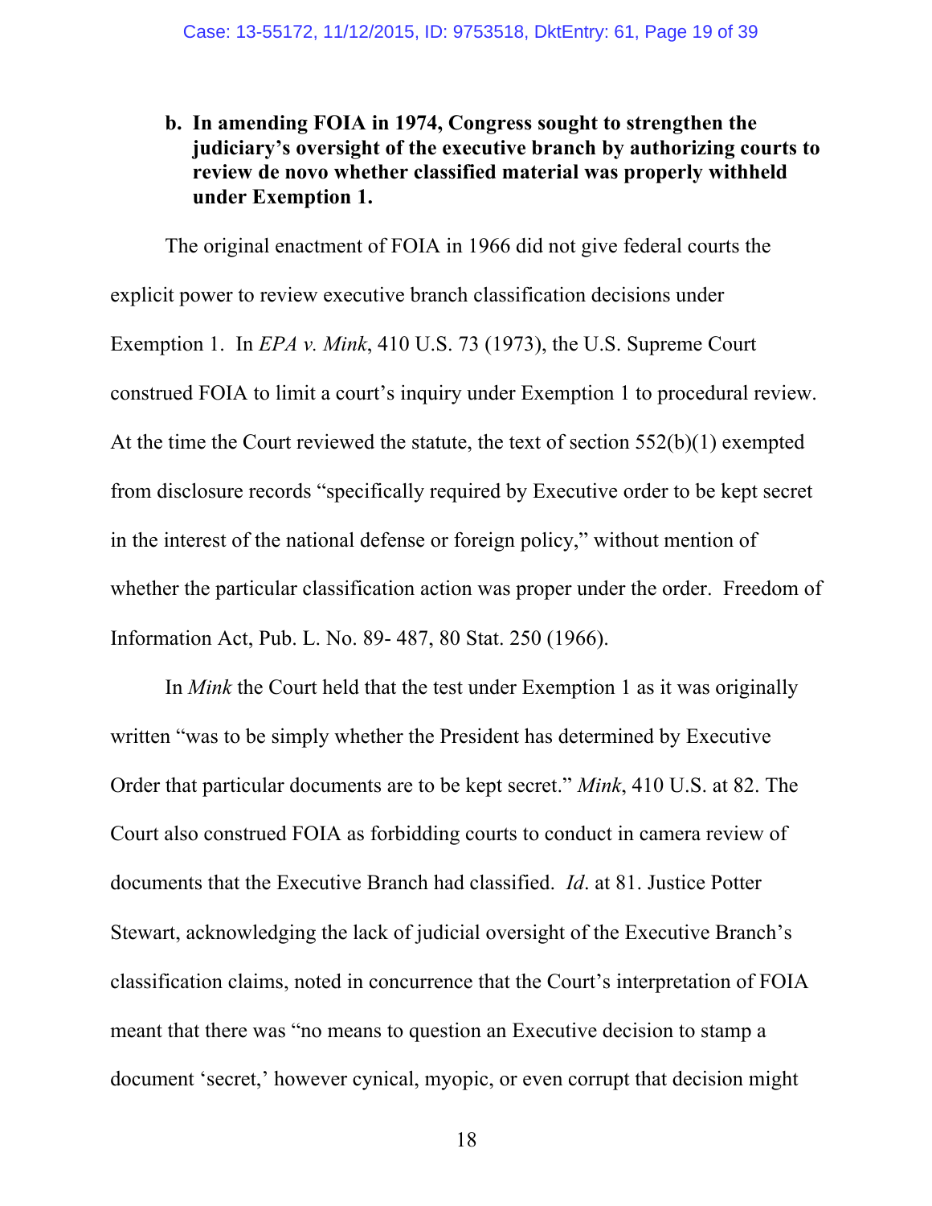**b. In amending FOIA in 1974, Congress sought to strengthen the judiciary's oversight of the executive branch by authorizing courts to review de novo whether classified material was properly withheld under Exemption 1.**

The original enactment of FOIA in 1966 did not give federal courts the explicit power to review executive branch classification decisions under Exemption 1. In *EPA v. Mink*, 410 U.S. 73 (1973), the U.S. Supreme Court construed FOIA to limit a court's inquiry under Exemption 1 to procedural review. At the time the Court reviewed the statute, the text of section 552(b)(1) exempted from disclosure records "specifically required by Executive order to be kept secret in the interest of the national defense or foreign policy," without mention of whether the particular classification action was proper under the order. Freedom of Information Act, Pub. L. No. 89- 487, 80 Stat. 250 (1966).

In *Mink* the Court held that the test under Exemption 1 as it was originally written "was to be simply whether the President has determined by Executive Order that particular documents are to be kept secret." *Mink*, 410 U.S. at 82. The Court also construed FOIA as forbidding courts to conduct in camera review of documents that the Executive Branch had classified. *Id*. at 81. Justice Potter Stewart, acknowledging the lack of judicial oversight of the Executive Branch's classification claims, noted in concurrence that the Court's interpretation of FOIA meant that there was "no means to question an Executive decision to stamp a document 'secret,' however cynical, myopic, or even corrupt that decision might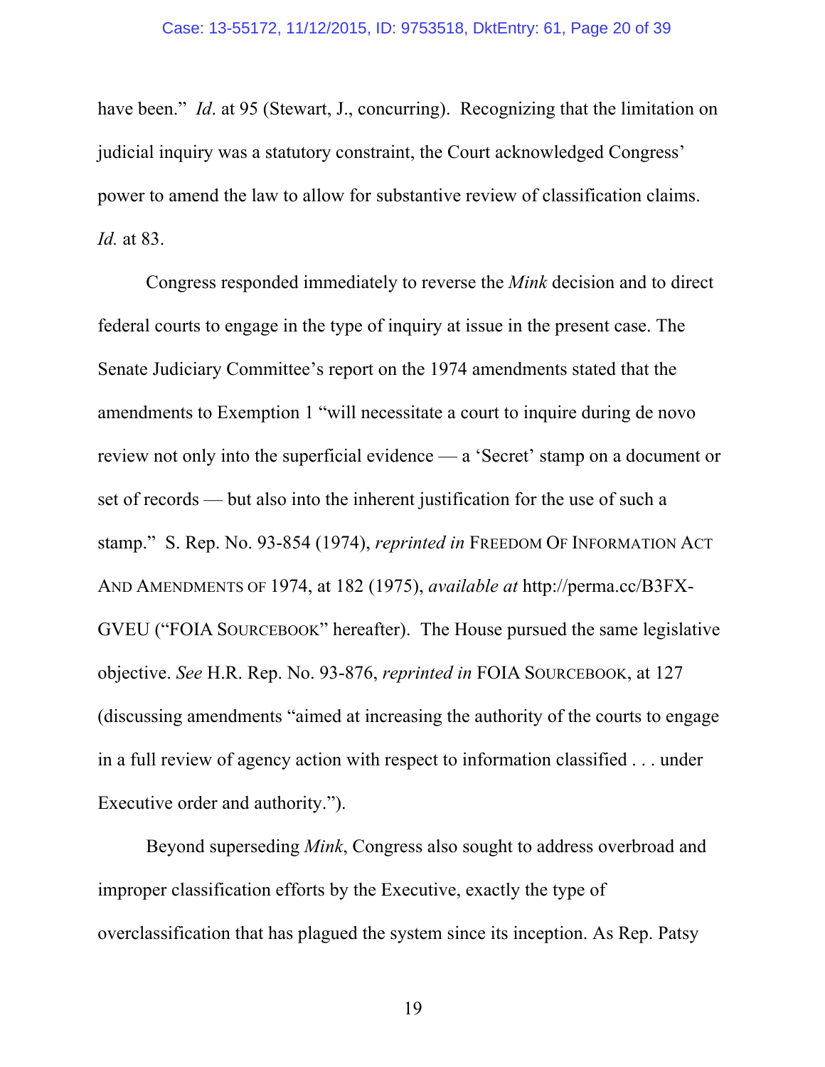have been." *Id*. at 95 (Stewart, J., concurring). Recognizing that the limitation on judicial inquiry was a statutory constraint, the Court acknowledged Congress' power to amend the law to allow for substantive review of classification claims. *Id.* at 83.

Congress responded immediately to reverse the *Mink* decision and to direct federal courts to engage in the type of inquiry at issue in the present case. The Senate Judiciary Committee's report on the 1974 amendments stated that the amendments to Exemption 1 "will necessitate a court to inquire during de novo review not only into the superficial evidence — a 'Secret' stamp on a document or set of records — but also into the inherent justification for the use of such a stamp." S. Rep. No. 93-854 (1974), *reprinted in* FREEDOM OF INFORMATION ACT AND AMENDMENTS OF 1974, at 182 (1975), *available at* http://perma.cc/B3FX-GVEU ("FOIA SOURCEBOOK" hereafter). The House pursued the same legislative objective. *See* H.R. Rep. No. 93-876, *reprinted in* FOIA SOURCEBOOK, at 127 (discussing amendments "aimed at increasing the authority of the courts to engage in a full review of agency action with respect to information classified . . . under Executive order and authority.").

Beyond superseding *Mink*, Congress also sought to address overbroad and improper classification efforts by the Executive, exactly the type of overclassification that has plagued the system since its inception. As Rep. Patsy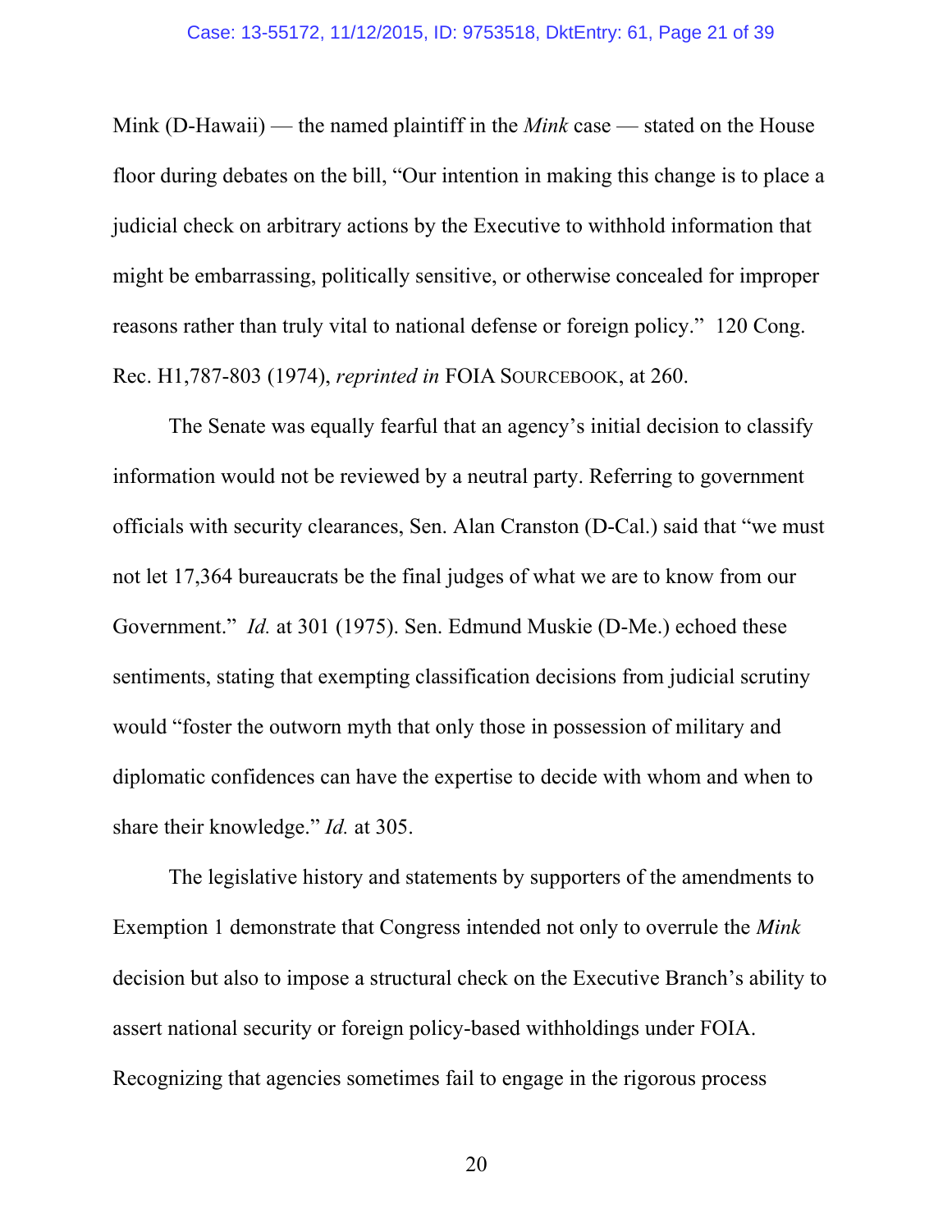Mink (D-Hawaii) — the named plaintiff in the *Mink* case — stated on the House floor during debates on the bill, "Our intention in making this change is to place a judicial check on arbitrary actions by the Executive to withhold information that might be embarrassing, politically sensitive, or otherwise concealed for improper reasons rather than truly vital to national defense or foreign policy." 120 Cong. Rec. H1,787-803 (1974), *reprinted in* FOIA SOURCEBOOK, at 260.

The Senate was equally fearful that an agency's initial decision to classify information would not be reviewed by a neutral party. Referring to government officials with security clearances, Sen. Alan Cranston (D-Cal.) said that "we must not let 17,364 bureaucrats be the final judges of what we are to know from our Government." *Id.* at 301 (1975). Sen. Edmund Muskie (D-Me.) echoed these sentiments, stating that exempting classification decisions from judicial scrutiny would "foster the outworn myth that only those in possession of military and diplomatic confidences can have the expertise to decide with whom and when to share their knowledge." *Id.* at 305.

The legislative history and statements by supporters of the amendments to Exemption 1 demonstrate that Congress intended not only to overrule the *Mink* decision but also to impose a structural check on the Executive Branch's ability to assert national security or foreign policy-based withholdings under FOIA. Recognizing that agencies sometimes fail to engage in the rigorous process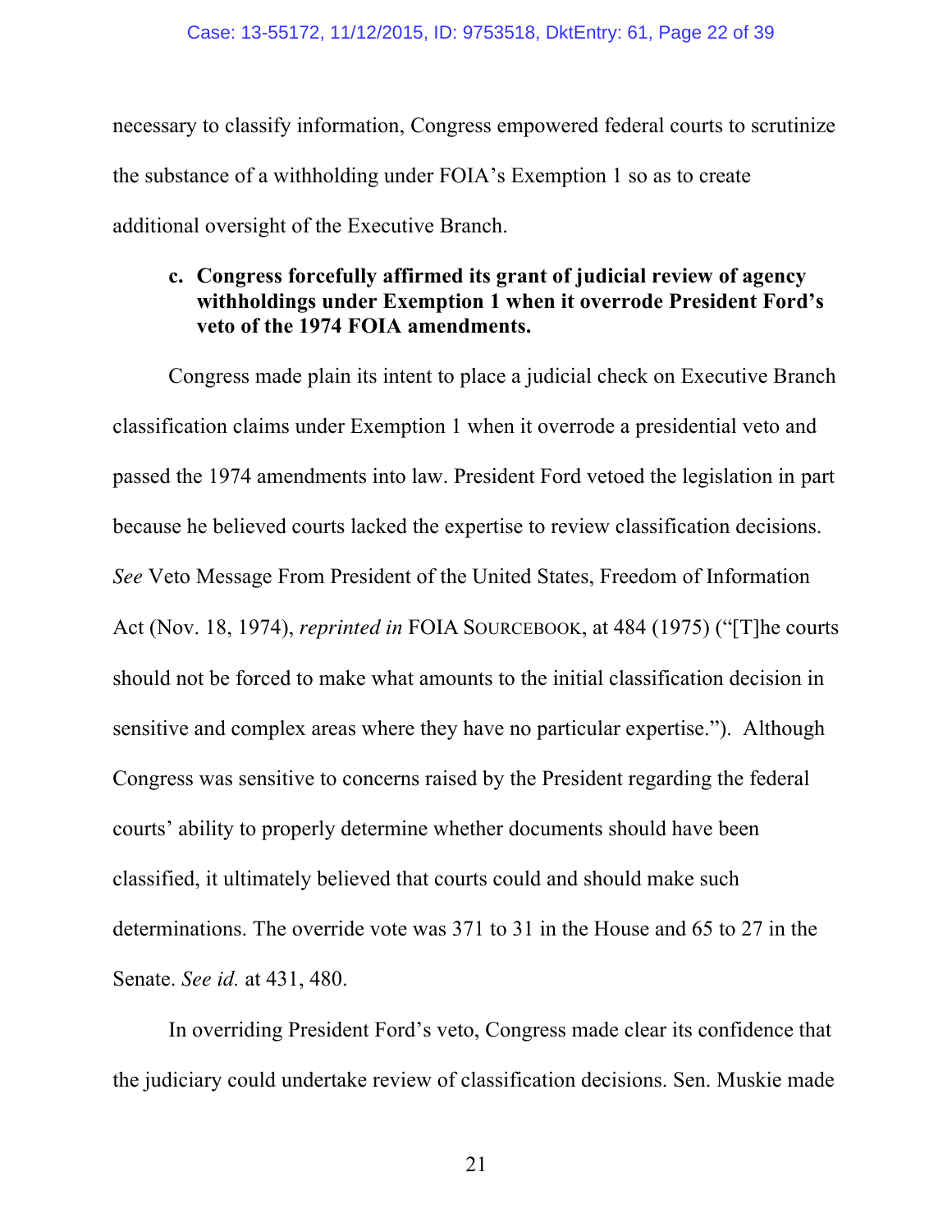necessary to classify information, Congress empowered federal courts to scrutinize the substance of a withholding under FOIA's Exemption 1 so as to create additional oversight of the Executive Branch.

**c. Congress forcefully affirmed its grant of judicial review of agency withholdings under Exemption 1 when it overrode President Ford's veto of the 1974 FOIA amendments.**

Congress made plain its intent to place a judicial check on Executive Branch classification claims under Exemption 1 when it overrode a presidential veto and passed the 1974 amendments into law. President Ford vetoed the legislation in part because he believed courts lacked the expertise to review classification decisions. *See* Veto Message From President of the United States, Freedom of Information Act (Nov. 18, 1974), *reprinted in* FOIA SOURCEBOOK, at 484 (1975) ("[T]he courts should not be forced to make what amounts to the initial classification decision in sensitive and complex areas where they have no particular expertise."). Although Congress was sensitive to concerns raised by the President regarding the federal courts' ability to properly determine whether documents should have been classified, it ultimately believed that courts could and should make such determinations. The override vote was 371 to 31 in the House and 65 to 27 in the Senate. *See id.* at 431, 480.

In overriding President Ford's veto, Congress made clear its confidence that the judiciary could undertake review of classification decisions. Sen. Muskie made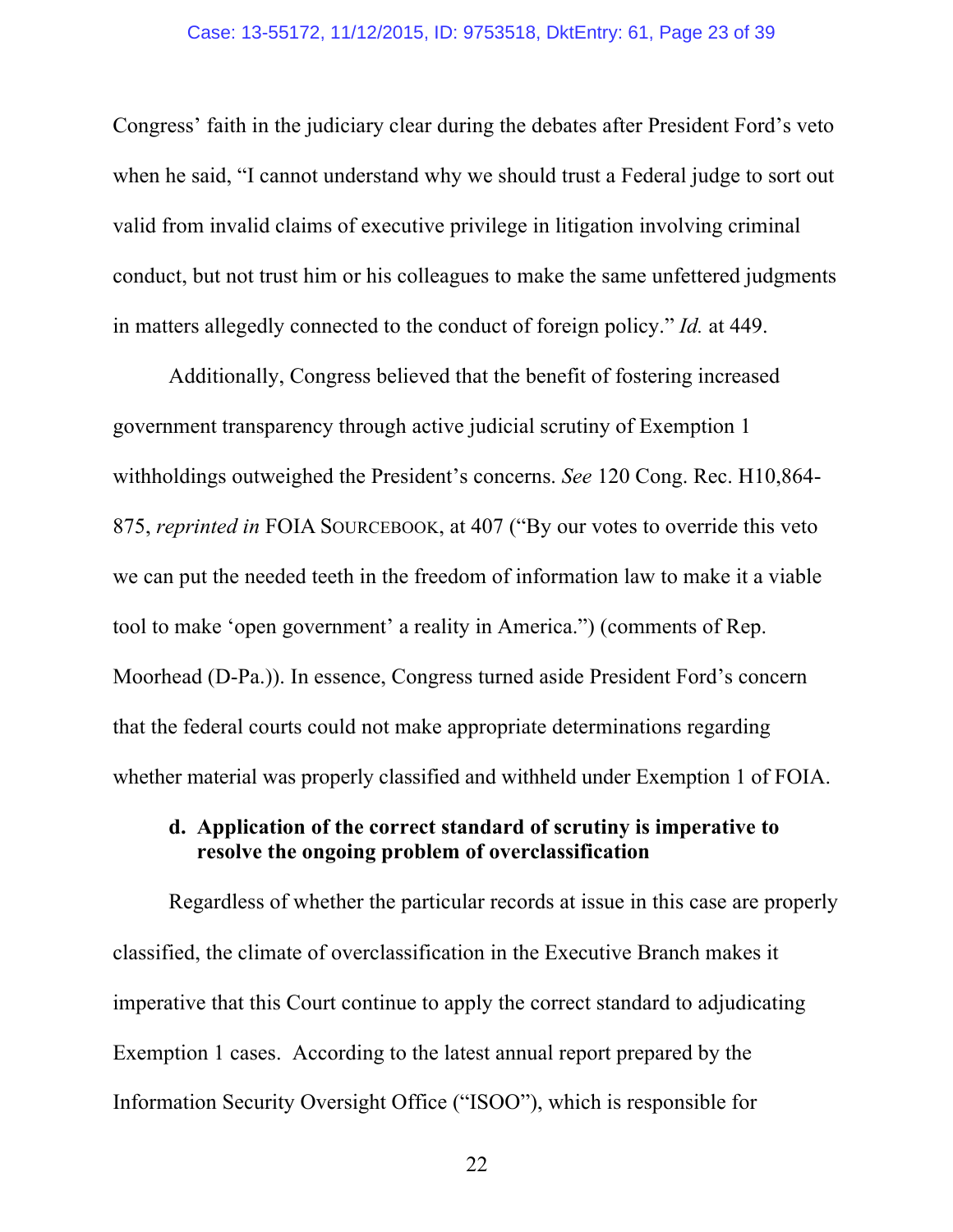Congress' faith in the judiciary clear during the debates after President Ford's veto when he said, "I cannot understand why we should trust a Federal judge to sort out valid from invalid claims of executive privilege in litigation involving criminal conduct, but not trust him or his colleagues to make the same unfettered judgments in matters allegedly connected to the conduct of foreign policy." *Id.* at 449.

Additionally, Congress believed that the benefit of fostering increased government transparency through active judicial scrutiny of Exemption 1 withholdings outweighed the President's concerns. *See* 120 Cong. Rec. H10,864-875, *reprinted in* FOIA SOURCEBOOK, at 407 ("By our votes to override this veto we can put the needed teeth in the freedom of information law to make it a viable tool to make 'open government' a reality in America.") (comments of Rep. Moorhead (D-Pa.)). In essence, Congress turned aside President Ford's concern that the federal courts could not make appropriate determinations regarding whether material was properly classified and withheld under Exemption 1 of FOIA.

**d. Application of the correct standard of scrutiny is imperative to resolve the ongoing problem of overclassification**

Regardless of whether the particular records at issue in this case are properly classified, the climate of overclassification in the Executive Branch makes it imperative that this Court continue to apply the correct standard to adjudicating Exemption 1 cases. According to the latest annual report prepared by the Information Security Oversight Office ("ISOO"), which is responsible for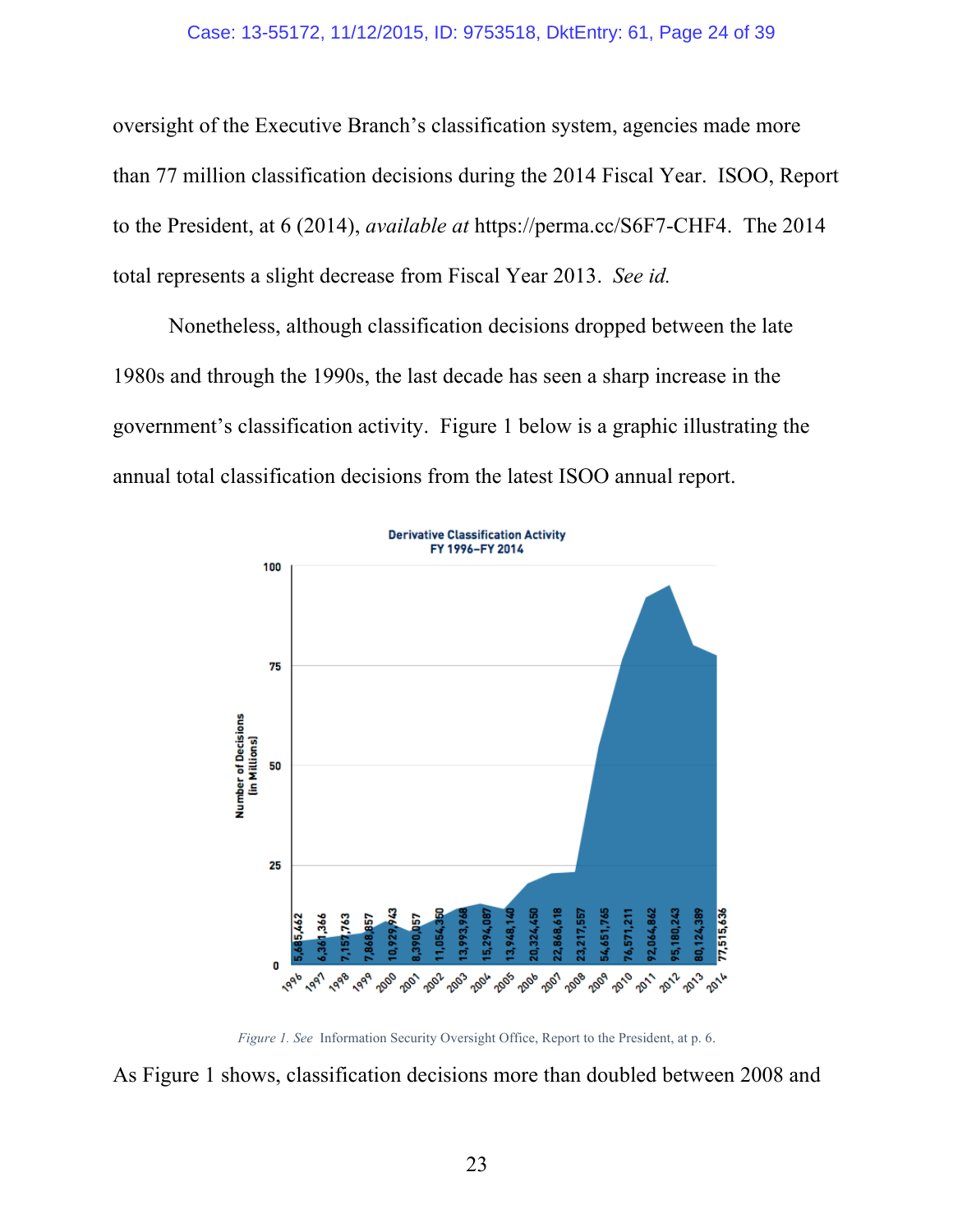oversight of the Executive Branch's classification system, agencies made more than 77 million classification decisions during the 2014 Fiscal Year. ISOO, Report to the President, at 6 (2014), *available at* https://perma.cc/S6F7-CHF4. The 2014 total represents a slight decrease from Fiscal Year 2013. *See id.*

Nonetheless, although classification decisions dropped between the late 1980s and through the 1990s, the last decade has seen a sharp increase in the government's classification activity. Figure 1 below is a graphic illustrating the annual total classification decisions from the latest ISOO annual report.

**Derivative Classification Activity FY 1996–FY 2014**

| Fiscal Year | Number of Decisions |
|---|---|
| 1996 | 5,685,462 |
| 1997 | 6,361,366 |
| 1998 | 7,157,763 |
| 1999 | 7,868,857 |
| 2000 | 10,929,943 |
| 2001 | 8,390,057 |
| 2002 | 11,054,350 |
| 2003 | 13,993,968 |
| 2004 | 15,294,087 |
| 2005 | 13,948,140 |
| 2006 | 20,324,450 |
| 2007 | 22,868,618 |
| 2008 | 23,217,557 |
| 2009 | 54,651,765 |
| 2010 | 76,571,211 |
| 2011 | 92,064,862 |
| 2012 | 95,180,243 |
| 2013 | 80,124,389 |
| 2014 | 77,515,636 |

*Figure 1. See* Information Security Oversight Office, Report to the President, at p. 6.

As Figure 1 shows, classification decisions more than doubled between 2008 and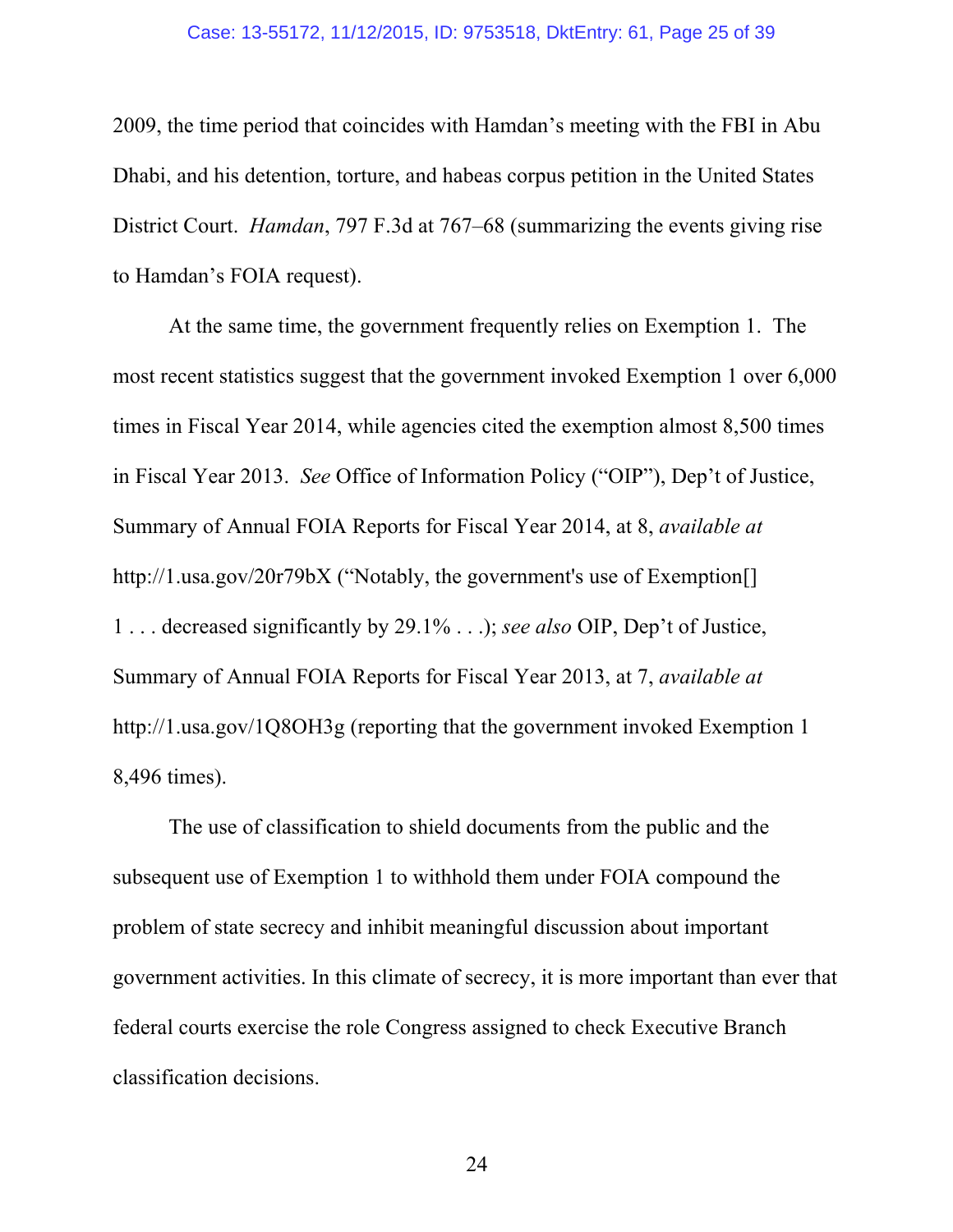2009, the time period that coincides with Hamdan's meeting with the FBI in Abu Dhabi, and his detention, torture, and habeas corpus petition in the United States District Court. *Hamdan*, 797 F.3d at 767–68 (summarizing the events giving rise to Hamdan's FOIA request).

At the same time, the government frequently relies on Exemption 1. The most recent statistics suggest that the government invoked Exemption 1 over 6,000 times in Fiscal Year 2014, while agencies cited the exemption almost 8,500 times in Fiscal Year 2013. *See* Office of Information Policy ("OIP"), Dep't of Justice, Summary of Annual FOIA Reports for Fiscal Year 2014, at 8, *available at* http://1.usa.gov/20r79bX ("Notably, the government's use of Exemption[] 1 . . . decreased significantly by 29.1% . . .); *see also* OIP, Dep't of Justice, Summary of Annual FOIA Reports for Fiscal Year 2013, at 7, *available at* http://1.usa.gov/1Q8OH3g (reporting that the government invoked Exemption 1 8,496 times).

The use of classification to shield documents from the public and the subsequent use of Exemption 1 to withhold them under FOIA compound the problem of state secrecy and inhibit meaningful discussion about important government activities. In this climate of secrecy, it is more important than ever that federal courts exercise the role Congress assigned to check Executive Branch classification decisions.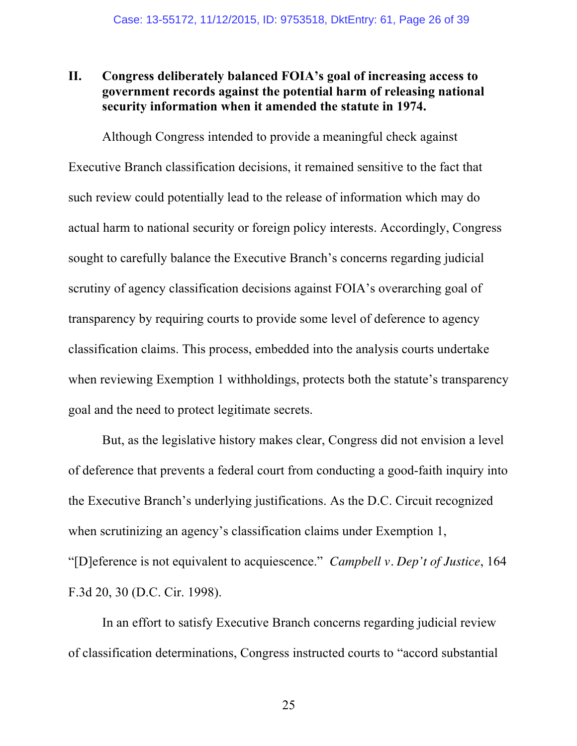## II. Congress deliberately balanced FOIA's goal of increasing access to government records against the potential harm of releasing national security information when it amended the statute in 1974.

Although Congress intended to provide a meaningful check against Executive Branch classification decisions, it remained sensitive to the fact that such review could potentially lead to the release of information which may do actual harm to national security or foreign policy interests. Accordingly, Congress sought to carefully balance the Executive Branch's concerns regarding judicial scrutiny of agency classification decisions against FOIA's overarching goal of transparency by requiring courts to provide some level of deference to agency classification claims. This process, embedded into the analysis courts undertake when reviewing Exemption 1 withholdings, protects both the statute's transparency goal and the need to protect legitimate secrets.

But, as the legislative history makes clear, Congress did not envision a level of deference that prevents a federal court from conducting a good-faith inquiry into the Executive Branch's underlying justifications. As the D.C. Circuit recognized when scrutinizing an agency's classification claims under Exemption 1, "[D]eference is not equivalent to acquiescence." *Campbell v. Dep't of Justice*, 164 F.3d 20, 30 (D.C. Cir. 1998).

In an effort to satisfy Executive Branch concerns regarding judicial review of classification determinations, Congress instructed courts to "accord substantial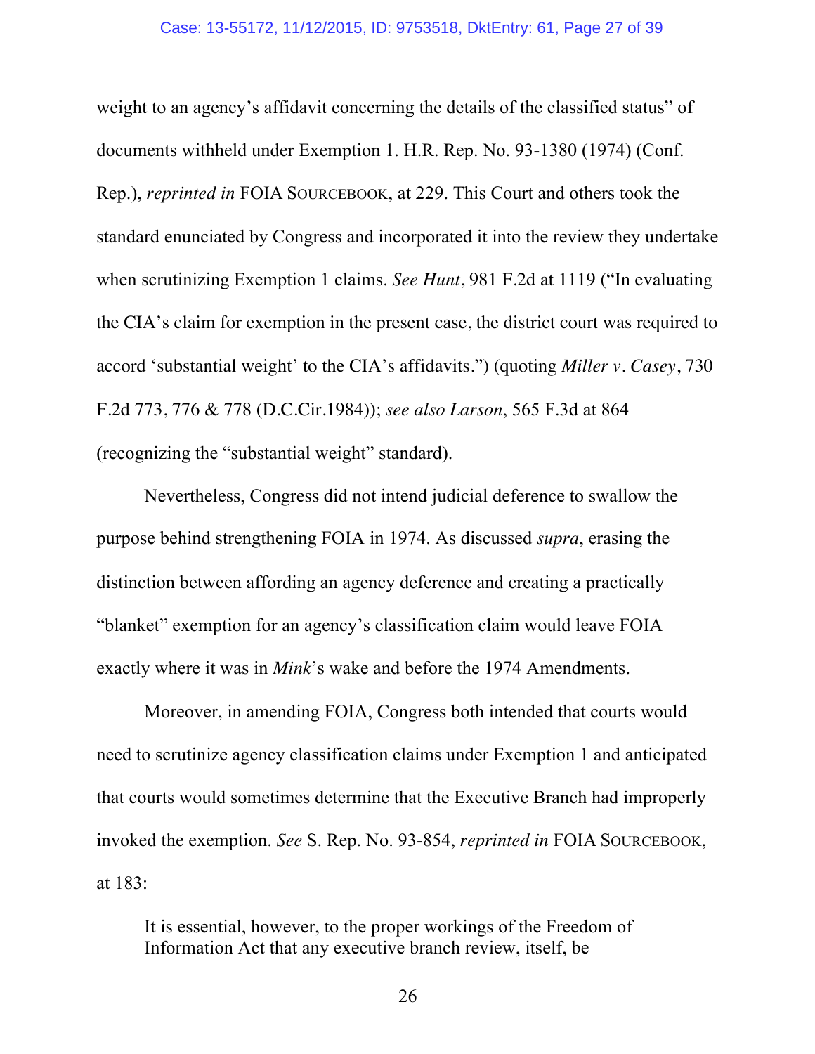weight to an agency's affidavit concerning the details of the classified status" of documents withheld under Exemption 1. H.R. Rep. No. 93-1380 (1974) (Conf. Rep.), *reprinted in* FOIA SOURCEBOOK, at 229. This Court and others took the standard enunciated by Congress and incorporated it into the review they undertake when scrutinizing Exemption 1 claims. *See Hunt*, 981 F.2d at 1119 ("In evaluating the CIA's claim for exemption in the present case, the district court was required to accord 'substantial weight' to the CIA's affidavits.") (quoting *Miller v. Casey*, 730 F.2d 773, 776 & 778 (D.C.Cir.1984)); *see also Larson*, 565 F.3d at 864 (recognizing the "substantial weight" standard).

Nevertheless, Congress did not intend judicial deference to swallow the purpose behind strengthening FOIA in 1974. As discussed *supra*, erasing the distinction between affording an agency deference and creating a practically "blanket" exemption for an agency's classification claim would leave FOIA exactly where it was in *Mink*'s wake and before the 1974 Amendments.

Moreover, in amending FOIA, Congress both intended that courts would need to scrutinize agency classification claims under Exemption 1 and anticipated that courts would sometimes determine that the Executive Branch had improperly invoked the exemption. *See* S. Rep. No. 93-854, *reprinted in* FOIA SOURCEBOOK, at 183:

> It is essential, however, to the proper workings of the Freedom of Information Act that any executive branch review, itself, be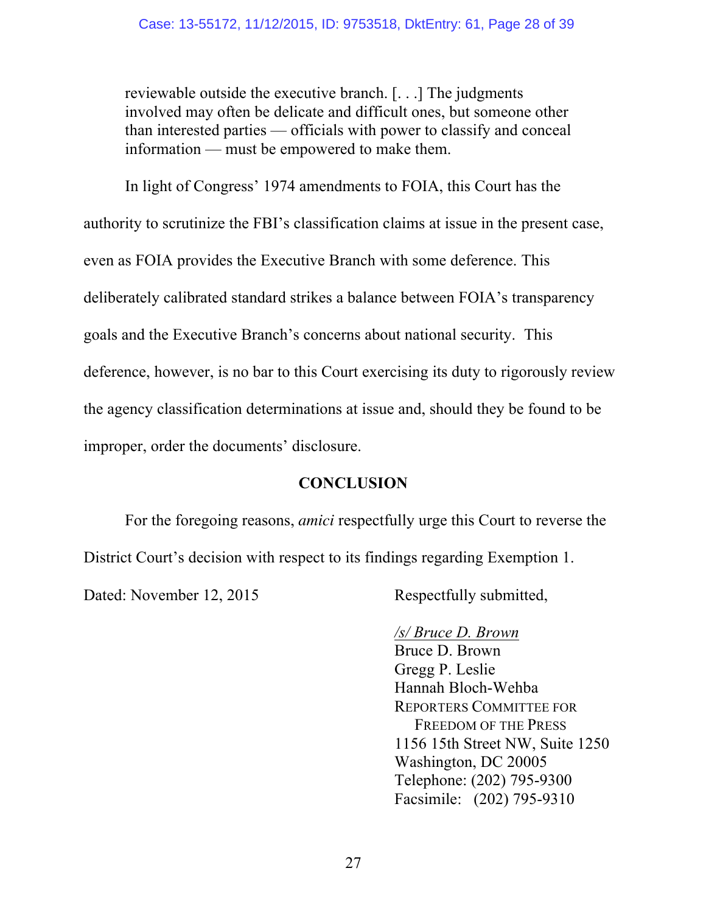> reviewable outside the executive branch. [. . .] The judgments involved may often be delicate and difficult ones, but someone other than interested parties — officials with power to classify and conceal information — must be empowered to make them.

In light of Congress' 1974 amendments to FOIA, this Court has the authority to scrutinize the FBI's classification claims at issue in the present case, even as FOIA provides the Executive Branch with some deference. This deliberately calibrated standard strikes a balance between FOIA's transparency goals and the Executive Branch's concerns about national security. This deference, however, is no bar to this Court exercising its duty to rigorously review the agency classification determinations at issue and, should they be found to be improper, order the documents' disclosure.

## CONCLUSION

For the foregoing reasons, *amici* respectfully urge this Court to reverse the District Court's decision with respect to its findings regarding Exemption 1.

Dated: November 12, 2015

Respectfully submitted,

/s/ Bruce D. Brown
Bruce D. Brown
Gregg P. Leslie
Hannah Bloch-Wehba
REPORTERS COMMITTEE FOR FREEDOM OF THE PRESS
1156 15th Street NW, Suite 1250
Washington, DC 20005
Telephone: (202) 795-9300
Facsimile: (202) 795-9310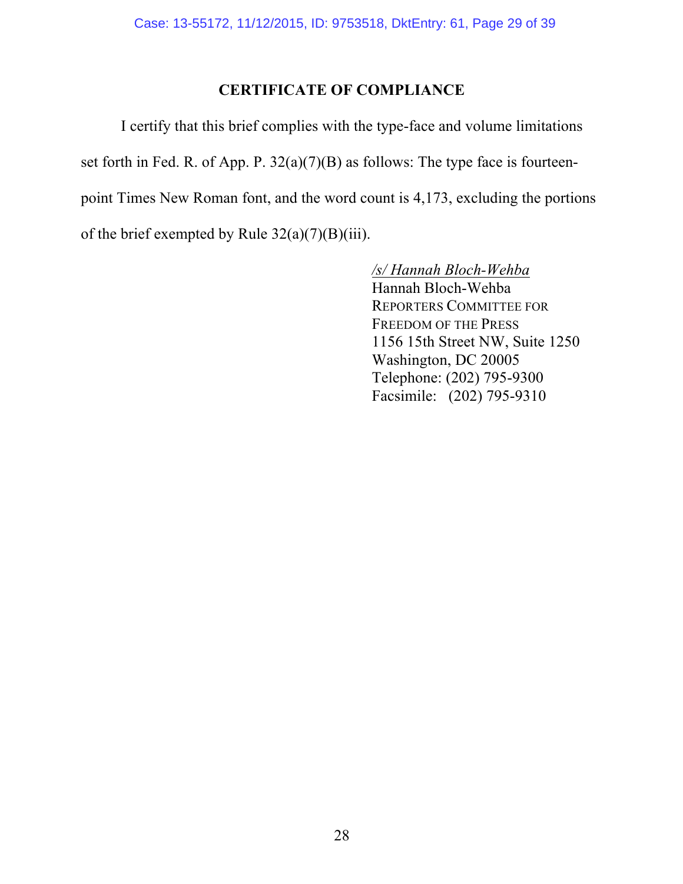## CERTIFICATE OF COMPLIANCE

I certify that this brief complies with the type-face and volume limitations set forth in Fed. R. of App. P. 32(a)(7)(B) as follows: The type face is fourteen-point Times New Roman font, and the word count is 4,173, excluding the portions of the brief exempted by Rule 32(a)(7)(B)(iii).

*/s/ Hannah Bloch-Wehba*
Hannah Bloch-Wehba
REPORTERS COMMITTEE FOR FREEDOM OF THE PRESS
1156 15th Street NW, Suite 1250
Washington, DC 20005
Telephone: (202) 795-9300
Facsimile: (202) 795-9310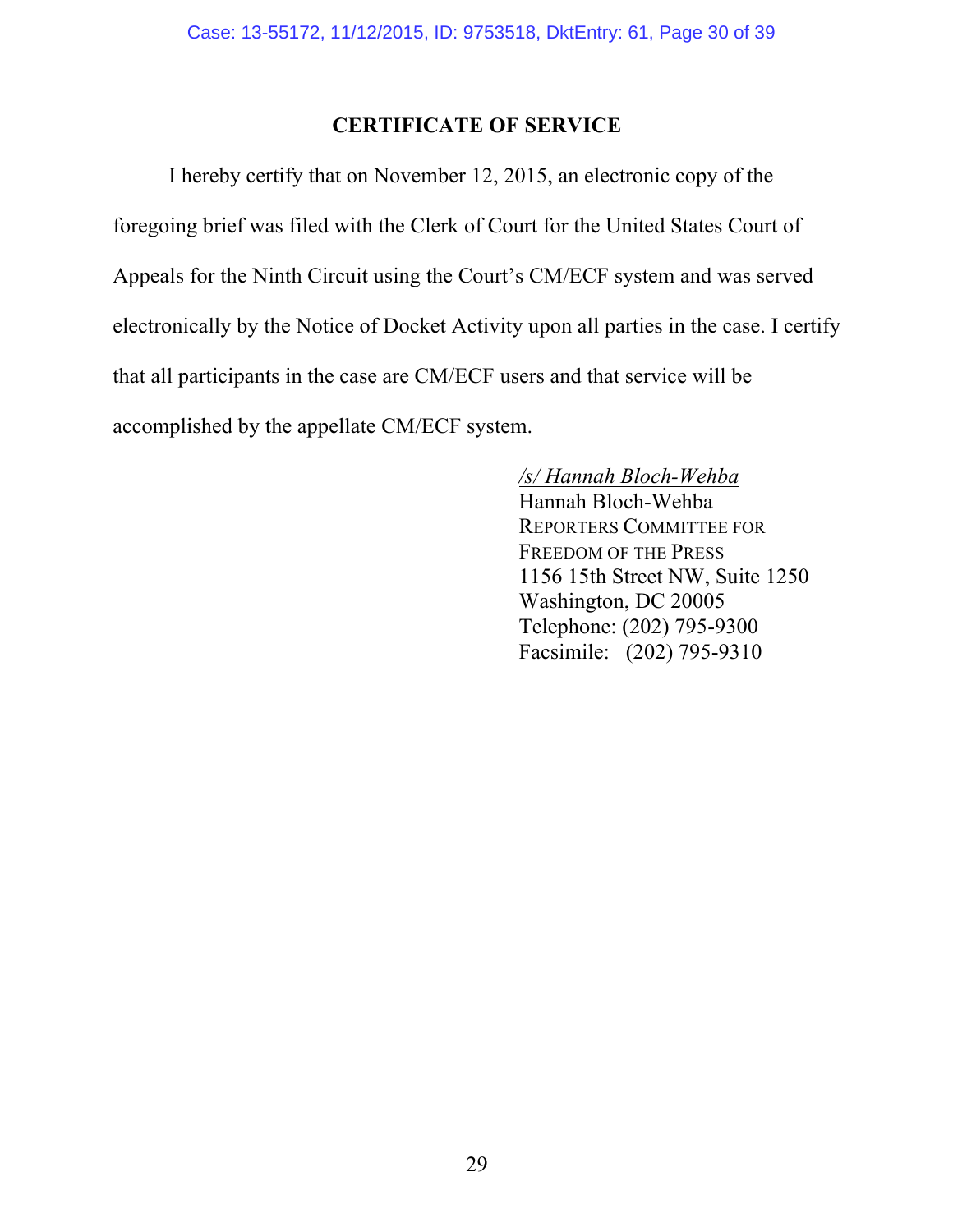## CERTIFICATE OF SERVICE

I hereby certify that on November 12, 2015, an electronic copy of the foregoing brief was filed with the Clerk of Court for the United States Court of Appeals for the Ninth Circuit using the Court's CM/ECF system and was served electronically by the Notice of Docket Activity upon all parties in the case. I certify that all participants in the case are CM/ECF users and that service will be accomplished by the appellate CM/ECF system.

/s/ Hannah Bloch-Wehba
Hannah Bloch-Wehba
REPORTERS COMMITTEE FOR
FREEDOM OF THE PRESS
1156 15th Street NW, Suite 1250
Washington, DC 20005
Telephone: (202) 795-9300
Facsimile: (202) 795-9310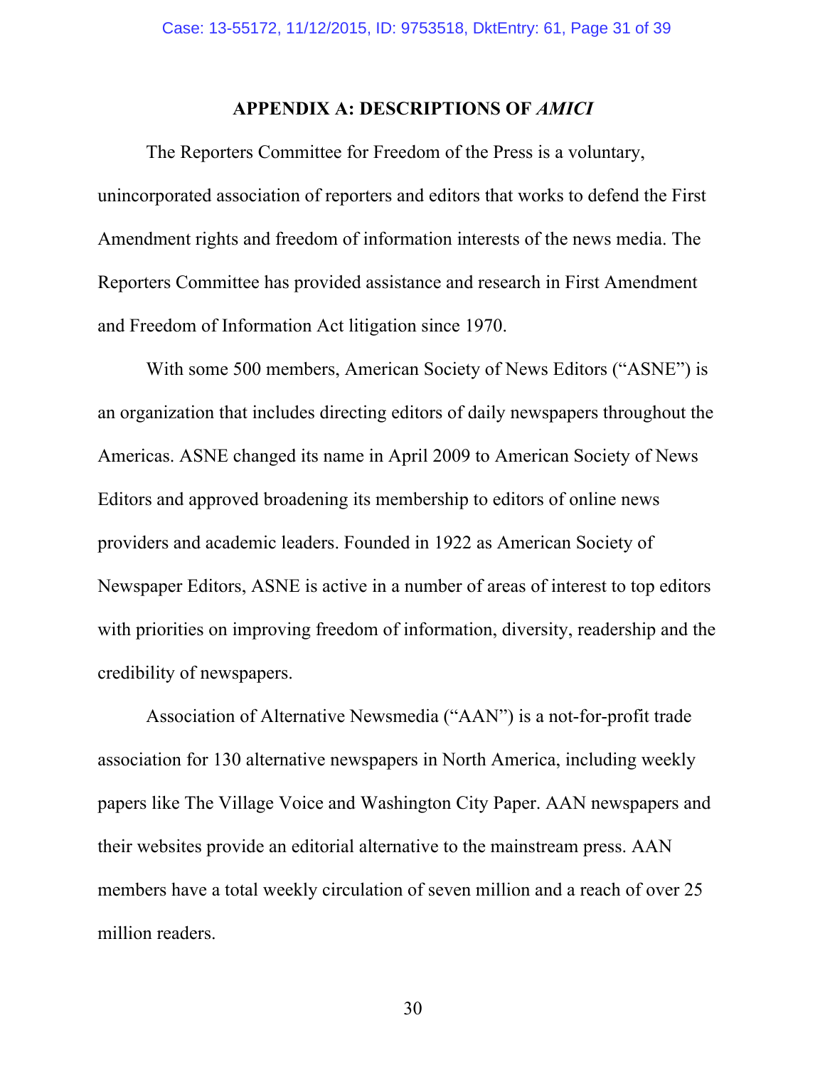## APPENDIX A: DESCRIPTIONS OF *AMICI*

The Reporters Committee for Freedom of the Press is a voluntary, unincorporated association of reporters and editors that works to defend the First Amendment rights and freedom of information interests of the news media. The Reporters Committee has provided assistance and research in First Amendment and Freedom of Information Act litigation since 1970.

With some 500 members, American Society of News Editors ("ASNE") is an organization that includes directing editors of daily newspapers throughout the Americas. ASNE changed its name in April 2009 to American Society of News Editors and approved broadening its membership to editors of online news providers and academic leaders. Founded in 1922 as American Society of Newspaper Editors, ASNE is active in a number of areas of interest to top editors with priorities on improving freedom of information, diversity, readership and the credibility of newspapers.

Association of Alternative Newsmedia ("AAN") is a not-for-profit trade association for 130 alternative newspapers in North America, including weekly papers like The Village Voice and Washington City Paper. AAN newspapers and their websites provide an editorial alternative to the mainstream press. AAN members have a total weekly circulation of seven million and a reach of over 25 million readers.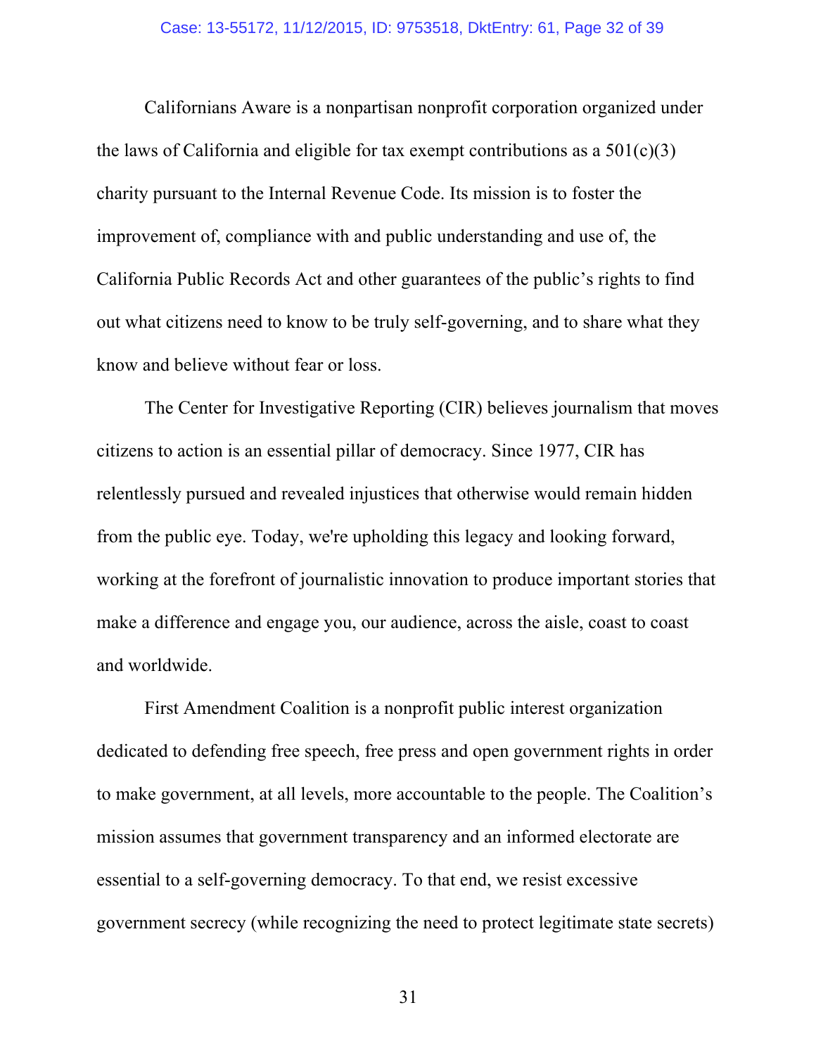Californians Aware is a nonpartisan nonprofit corporation organized under the laws of California and eligible for tax exempt contributions as a 501(c)(3) charity pursuant to the Internal Revenue Code. Its mission is to foster the improvement of, compliance with and public understanding and use of, the California Public Records Act and other guarantees of the public's rights to find out what citizens need to know to be truly self-governing, and to share what they know and believe without fear or loss.

The Center for Investigative Reporting (CIR) believes journalism that moves citizens to action is an essential pillar of democracy. Since 1977, CIR has relentlessly pursued and revealed injustices that otherwise would remain hidden from the public eye. Today, we're upholding this legacy and looking forward, working at the forefront of journalistic innovation to produce important stories that make a difference and engage you, our audience, across the aisle, coast to coast and worldwide.

First Amendment Coalition is a nonprofit public interest organization dedicated to defending free speech, free press and open government rights in order to make government, at all levels, more accountable to the people. The Coalition's mission assumes that government transparency and an informed electorate are essential to a self-governing democracy. To that end, we resist excessive government secrecy (while recognizing the need to protect legitimate state secrets)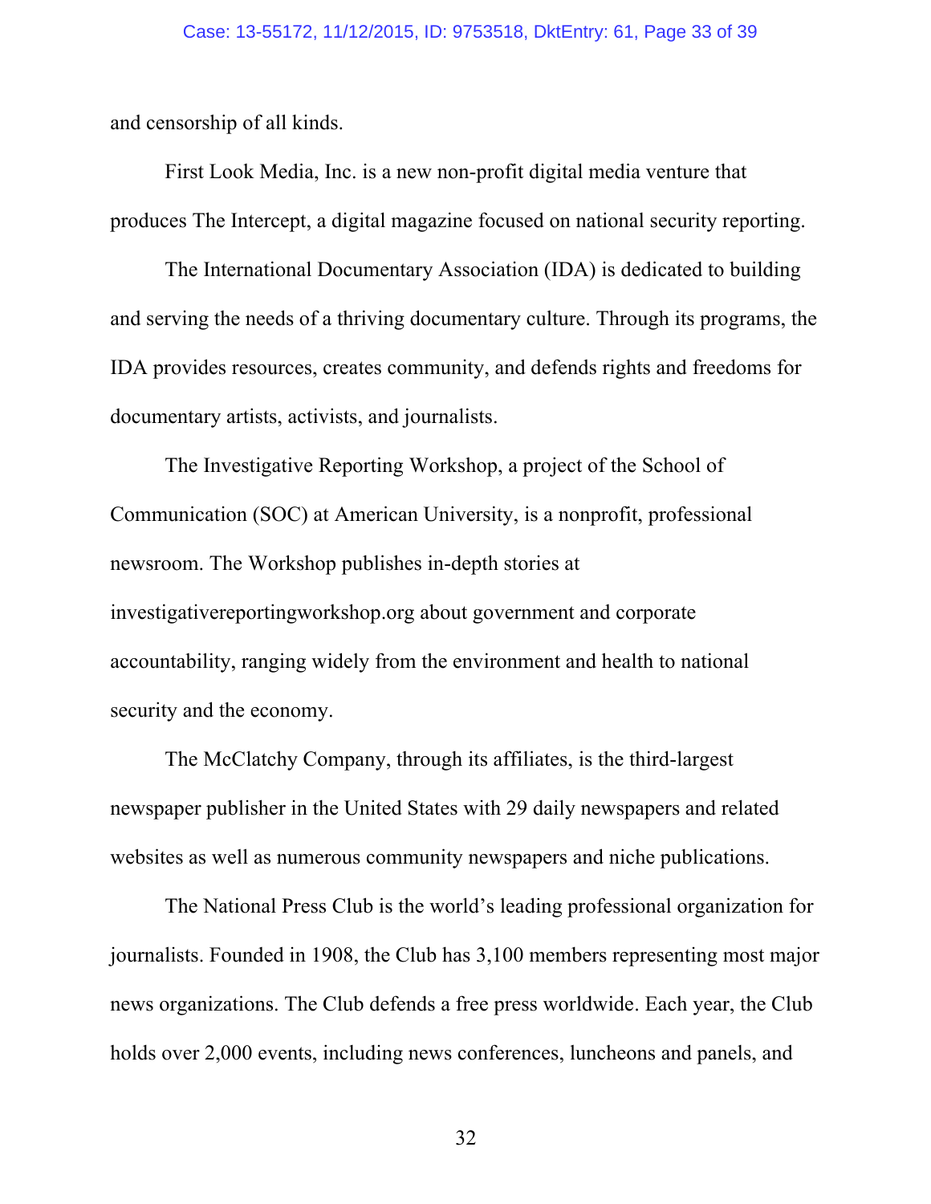and censorship of all kinds.

First Look Media, Inc. is a new non-profit digital media venture that produces The Intercept, a digital magazine focused on national security reporting.

The International Documentary Association (IDA) is dedicated to building and serving the needs of a thriving documentary culture. Through its programs, the IDA provides resources, creates community, and defends rights and freedoms for documentary artists, activists, and journalists.

The Investigative Reporting Workshop, a project of the School of Communication (SOC) at American University, is a nonprofit, professional newsroom. The Workshop publishes in-depth stories at investigativereportingworkshop.org about government and corporate accountability, ranging widely from the environment and health to national security and the economy.

The McClatchy Company, through its affiliates, is the third-largest newspaper publisher in the United States with 29 daily newspapers and related websites as well as numerous community newspapers and niche publications.

The National Press Club is the world's leading professional organization for journalists. Founded in 1908, the Club has 3,100 members representing most major news organizations. The Club defends a free press worldwide. Each year, the Club holds over 2,000 events, including news conferences, luncheons and panels, and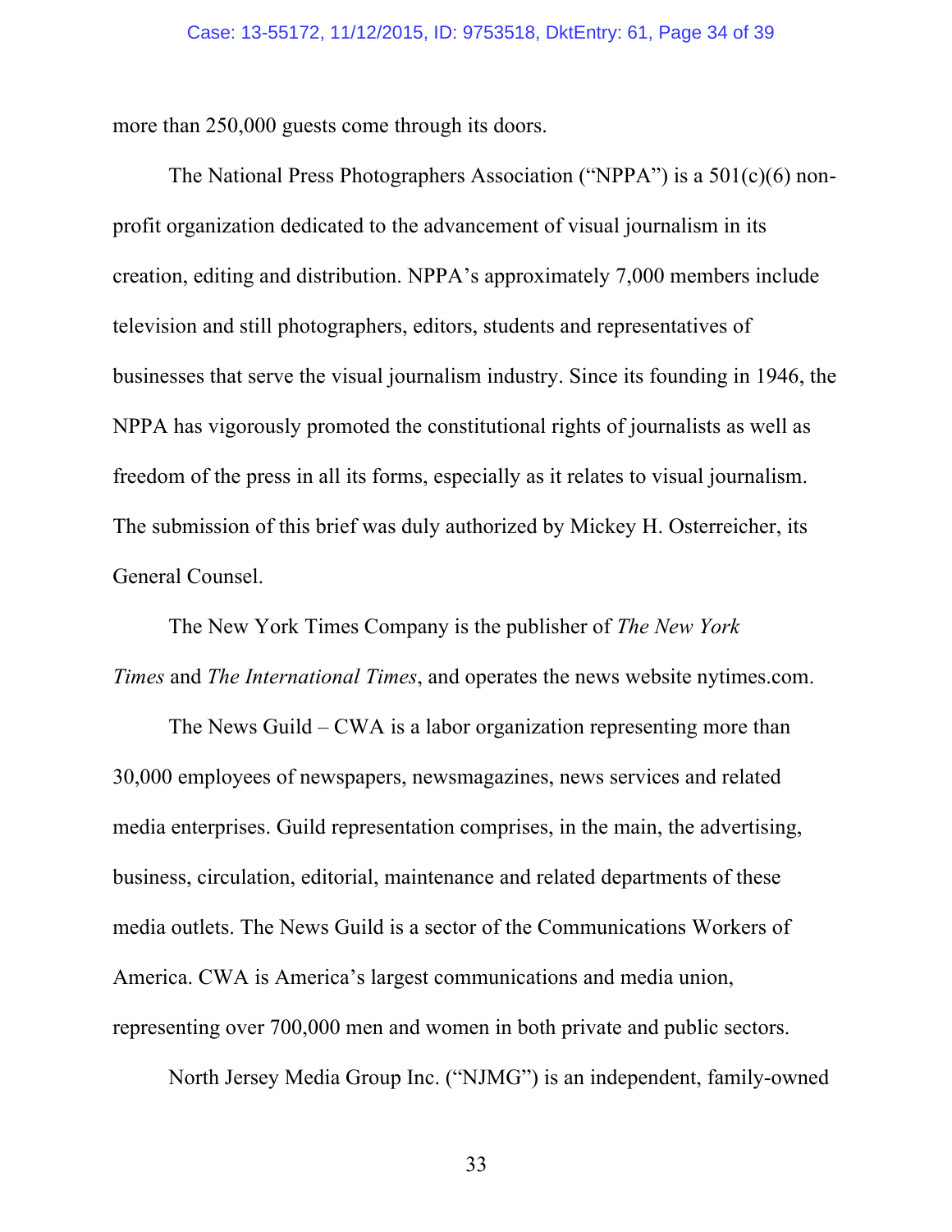more than 250,000 guests come through its doors.

The National Press Photographers Association ("NPPA") is a 501(c)(6) non-profit organization dedicated to the advancement of visual journalism in its creation, editing and distribution. NPPA's approximately 7,000 members include television and still photographers, editors, students and representatives of businesses that serve the visual journalism industry. Since its founding in 1946, the NPPA has vigorously promoted the constitutional rights of journalists as well as freedom of the press in all its forms, especially as it relates to visual journalism. The submission of this brief was duly authorized by Mickey H. Osterreicher, its General Counsel.

The New York Times Company is the publisher of *The New York Times* and *The International Times*, and operates the news website nytimes.com.

The News Guild – CWA is a labor organization representing more than 30,000 employees of newspapers, newsmagazines, news services and related media enterprises. Guild representation comprises, in the main, the advertising, business, circulation, editorial, maintenance and related departments of these media outlets. The News Guild is a sector of the Communications Workers of America. CWA is America's largest communications and media union, representing over 700,000 men and women in both private and public sectors.

North Jersey Media Group Inc. ("NJMG") is an independent, family-owned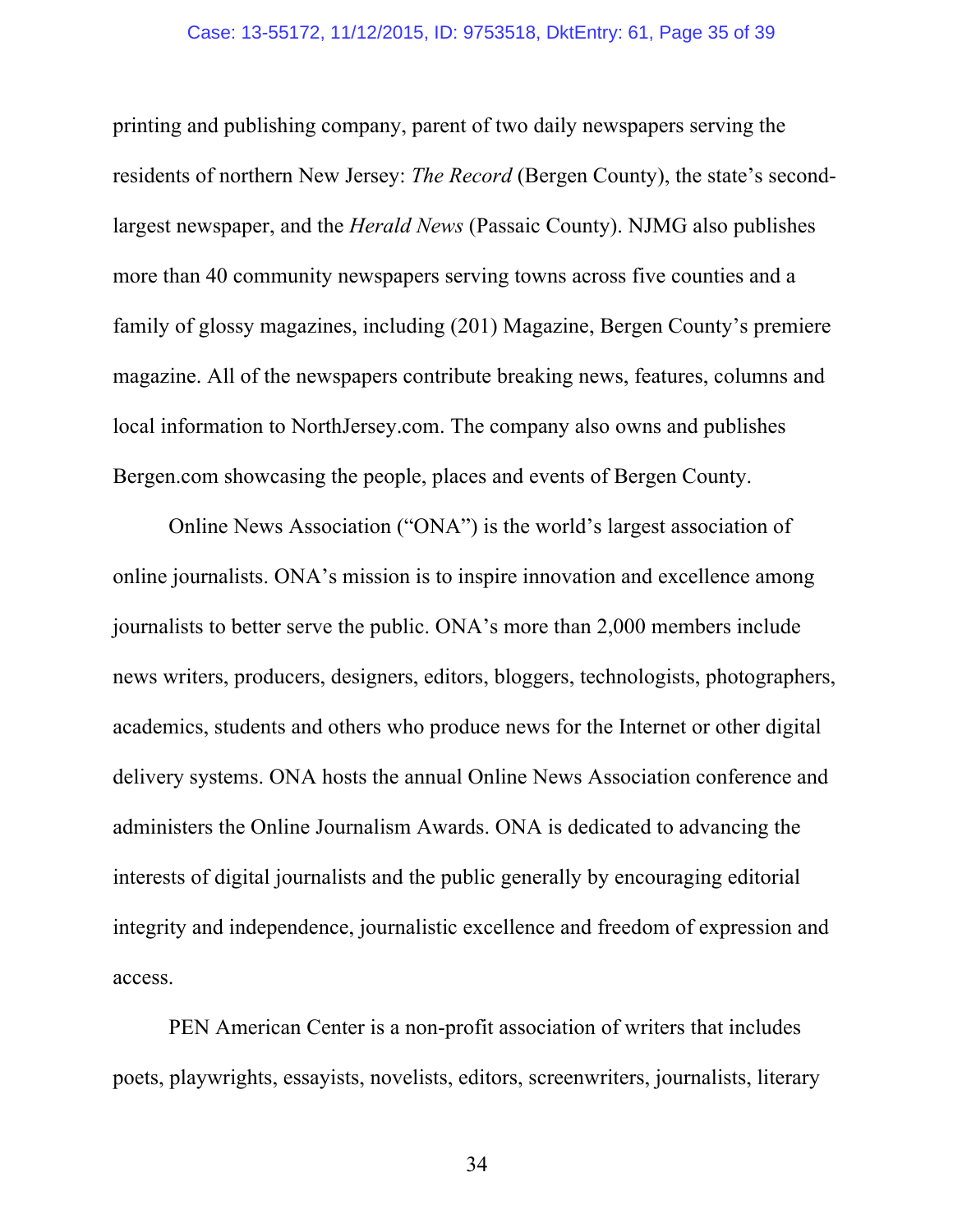printing and publishing company, parent of two daily newspapers serving the residents of northern New Jersey: *The Record* (Bergen County), the state's second-largest newspaper, and the *Herald News* (Passaic County). NJMG also publishes more than 40 community newspapers serving towns across five counties and a family of glossy magazines, including (201) Magazine, Bergen County's premiere magazine. All of the newspapers contribute breaking news, features, columns and local information to NorthJersey.com. The company also owns and publishes Bergen.com showcasing the people, places and events of Bergen County.

Online News Association ("ONA") is the world's largest association of online journalists. ONA's mission is to inspire innovation and excellence among journalists to better serve the public. ONA's more than 2,000 members include news writers, producers, designers, editors, bloggers, technologists, photographers, academics, students and others who produce news for the Internet or other digital delivery systems. ONA hosts the annual Online News Association conference and administers the Online Journalism Awards. ONA is dedicated to advancing the interests of digital journalists and the public generally by encouraging editorial integrity and independence, journalistic excellence and freedom of expression and access.

PEN American Center is a non-profit association of writers that includes poets, playwrights, essayists, novelists, editors, screenwriters, journalists, literary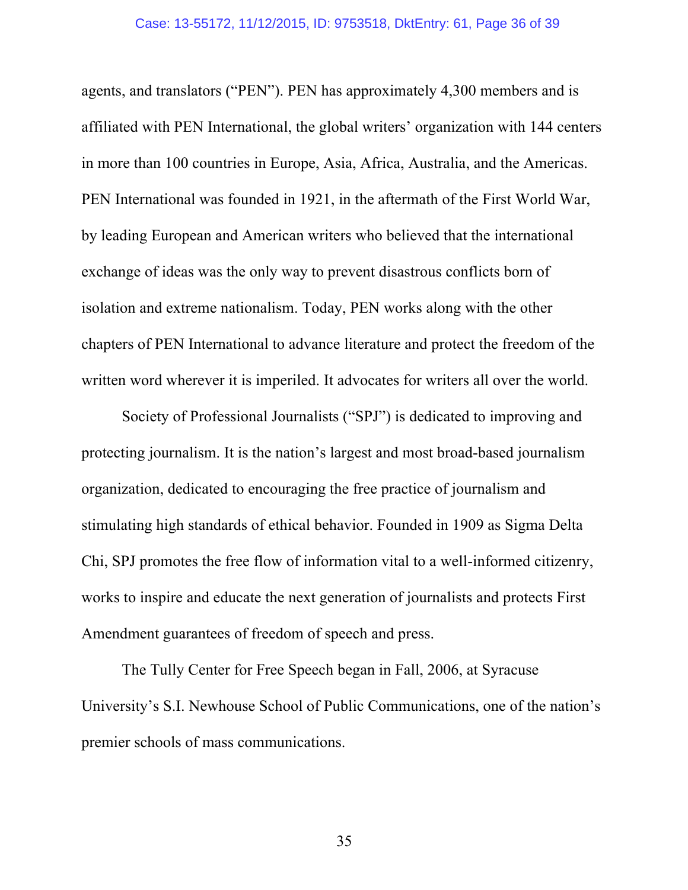agents, and translators ("PEN"). PEN has approximately 4,300 members and is affiliated with PEN International, the global writers' organization with 144 centers in more than 100 countries in Europe, Asia, Africa, Australia, and the Americas. PEN International was founded in 1921, in the aftermath of the First World War, by leading European and American writers who believed that the international exchange of ideas was the only way to prevent disastrous conflicts born of isolation and extreme nationalism. Today, PEN works along with the other chapters of PEN International to advance literature and protect the freedom of the written word wherever it is imperiled. It advocates for writers all over the world.

Society of Professional Journalists ("SPJ") is dedicated to improving and protecting journalism. It is the nation's largest and most broad-based journalism organization, dedicated to encouraging the free practice of journalism and stimulating high standards of ethical behavior. Founded in 1909 as Sigma Delta Chi, SPJ promotes the free flow of information vital to a well-informed citizenry, works to inspire and educate the next generation of journalists and protects First Amendment guarantees of freedom of speech and press.

The Tully Center for Free Speech began in Fall, 2006, at Syracuse University's S.I. Newhouse School of Public Communications, one of the nation's premier schools of mass communications.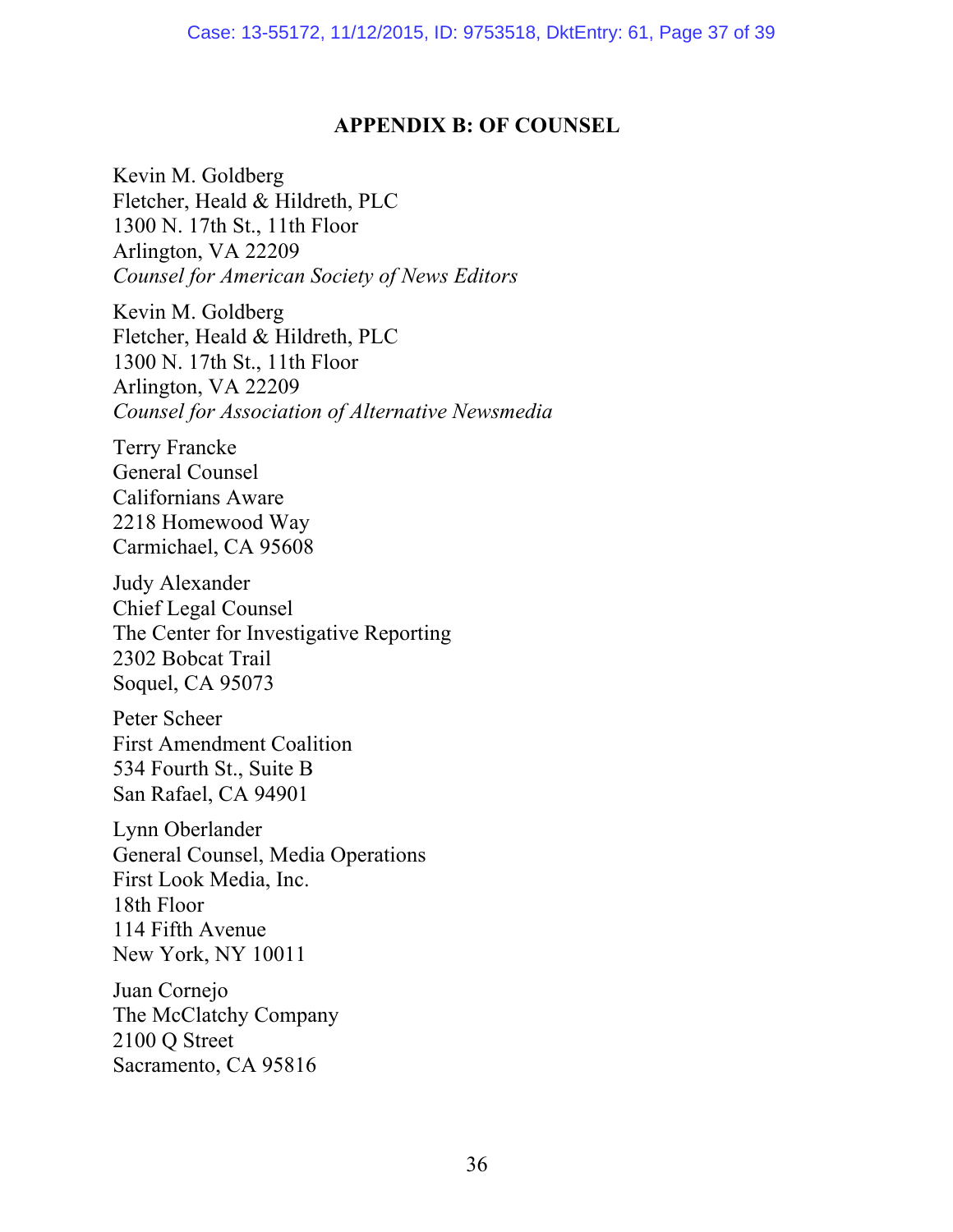## APPENDIX B: OF COUNSEL

Kevin M. Goldberg
Fletcher, Heald & Hildreth, PLC
1300 N. 17th St., 11th Floor
Arlington, VA 22209
*Counsel for American Society of News Editors*

Kevin M. Goldberg
Fletcher, Heald & Hildreth, PLC
1300 N. 17th St., 11th Floor
Arlington, VA 22209
*Counsel for Association of Alternative Newsmedia*

Terry Francke
General Counsel
Californians Aware
2218 Homewood Way
Carmichael, CA 95608

Judy Alexander
Chief Legal Counsel
The Center for Investigative Reporting
2302 Bobcat Trail
Soquel, CA 95073

Peter Scheer
First Amendment Coalition
534 Fourth St., Suite B
San Rafael, CA 94901

Lynn Oberlander
General Counsel, Media Operations
First Look Media, Inc.
18th Floor
114 Fifth Avenue
New York, NY 10011

Juan Cornejo
The McClatchy Company
2100 Q Street
Sacramento, CA 95816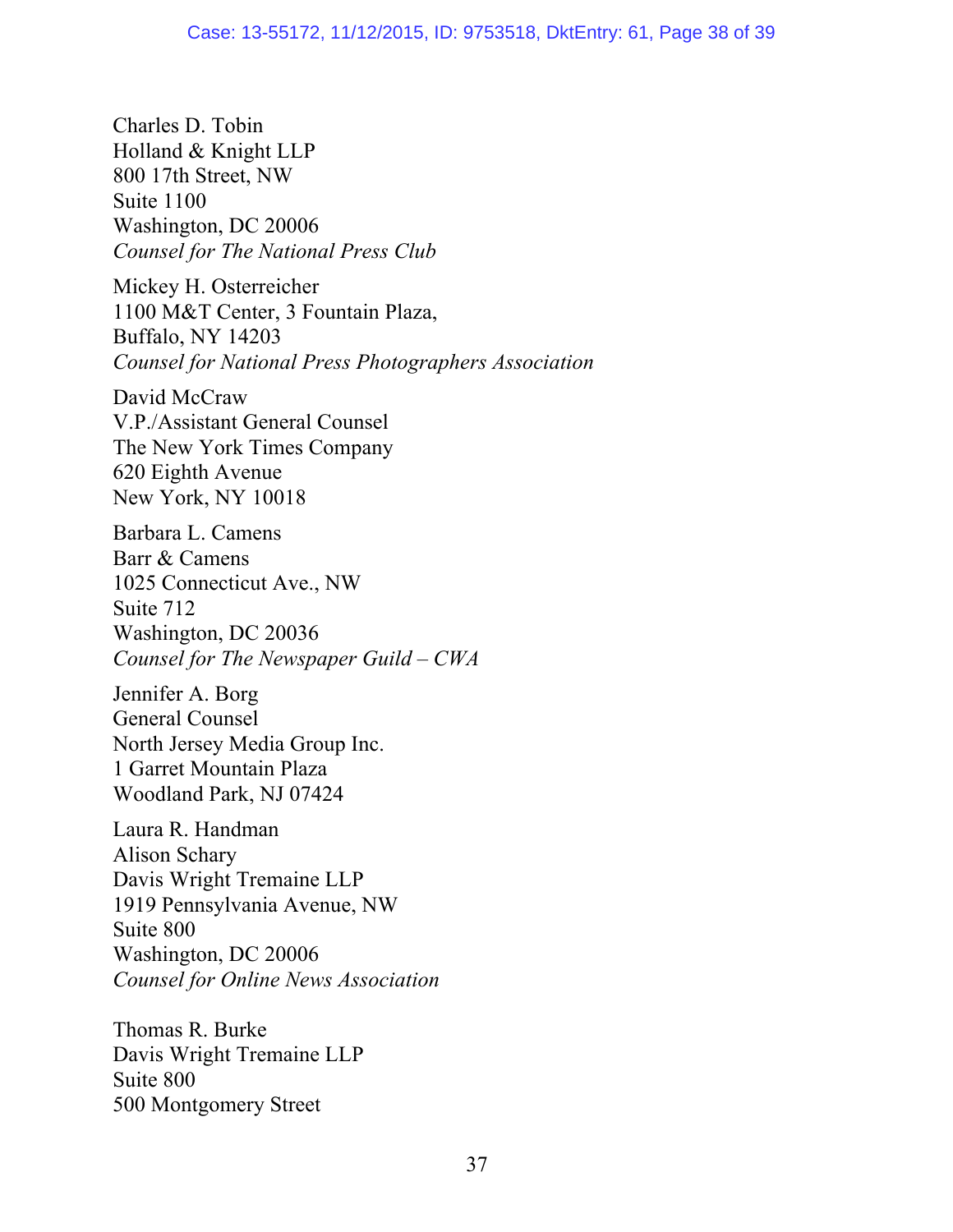Charles D. Tobin  
Holland & Knight LLP  
800 17th Street, NW  
Suite 1100  
Washington, DC 20006  
*Counsel for The National Press Club*

Mickey H. Osterreicher  
1100 M&T Center, 3 Fountain Plaza,  
Buffalo, NY 14203  
*Counsel for National Press Photographers Association*

David McCraw  
V.P./Assistant General Counsel  
The New York Times Company  
620 Eighth Avenue  
New York, NY 10018

Barbara L. Camens  
Barr & Camens  
1025 Connecticut Ave., NW  
Suite 712  
Washington, DC 20036  
*Counsel for The Newspaper Guild – CWA*

Jennifer A. Borg  
General Counsel  
North Jersey Media Group Inc.  
1 Garret Mountain Plaza  
Woodland Park, NJ 07424

Laura R. Handman  
Alison Schary  
Davis Wright Tremaine LLP  
1919 Pennsylvania Avenue, NW  
Suite 800  
Washington, DC 20006  
*Counsel for Online News Association*

Thomas R. Burke  
Davis Wright Tremaine LLP  
Suite 800  
500 Montgomery Street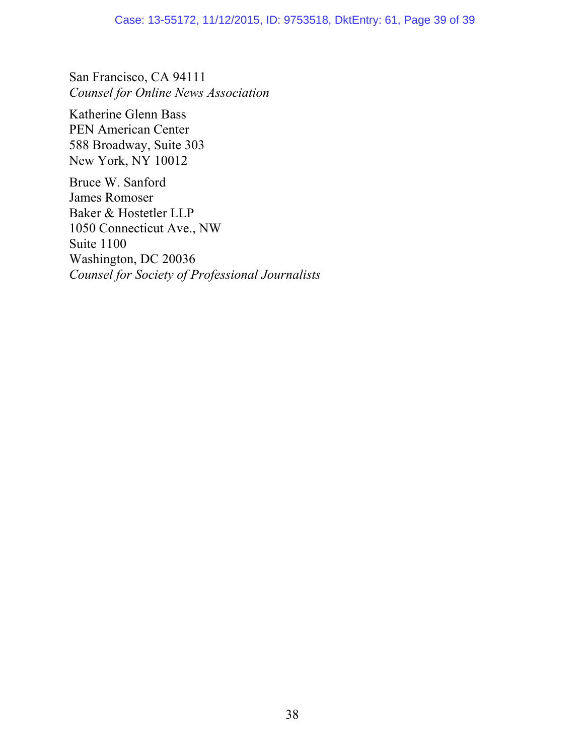San Francisco, CA 94111
*Counsel for Online News Association*

Katherine Glenn Bass
PEN American Center
588 Broadway, Suite 303
New York, NY 10012

Bruce W. Sanford
James Romoser
Baker & Hostetler LLP
1050 Connecticut Ave., NW
Suite 1100
Washington, DC 20036
*Counsel for Society of Professional Journalists*